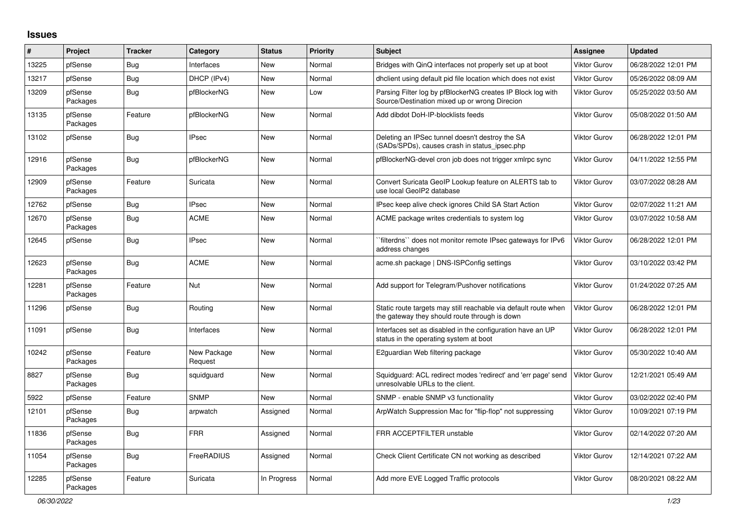# Issues

| # | Project | Tracker | Category | Status | Priority | Subject | Assignee | Updated |
|---|---|---|---|---|---|---|---|---|
| 13225 | pfSense | Bug | Interfaces | New | Normal | Bridges with QinQ interfaces not properly set up at boot | Viktor Gurov | 06/28/2022 12:01 PM |
| 13217 | pfSense | Bug | DHCP (IPv4) | New | Normal | dhclient using default pid file location which does not exist | Viktor Gurov | 05/26/2022 08:09 AM |
| 13209 | pfSense Packages | Bug | pfBlockerNG | New | Low | Parsing Filter log by pfBlockerNG creates IP Block log with Source/Destination mixed up or wrong Direcion | Viktor Gurov | 05/25/2022 03:50 AM |
| 13135 | pfSense Packages | Feature | pfBlockerNG | New | Normal | Add dibdot DoH-IP-blocklists feeds | Viktor Gurov | 05/08/2022 01:50 AM |
| 13102 | pfSense | Bug | IPsec | New | Normal | Deleting an IPSec tunnel doesn't destroy the SA (SADs/SPDs), causes crash in status_ipsec.php | Viktor Gurov | 06/28/2022 12:01 PM |
| 12916 | pfSense Packages | Bug | pfBlockerNG | New | Normal | pfBlockerNG-devel cron job does not trigger xmlrpc sync | Viktor Gurov | 04/11/2022 12:55 PM |
| 12909 | pfSense Packages | Feature | Suricata | New | Normal | Convert Suricata GeoIP Lookup feature on ALERTS tab to use local GeoIP2 database | Viktor Gurov | 03/07/2022 08:28 AM |
| 12762 | pfSense | Bug | IPsec | New | Normal | IPsec keep alive check ignores Child SA Start Action | Viktor Gurov | 02/07/2022 11:21 AM |
| 12670 | pfSense Packages | Bug | ACME | New | Normal | ACME package writes credentials to system log | Viktor Gurov | 03/07/2022 10:58 AM |
| 12645 | pfSense | Bug | IPsec | New | Normal | ``filterdns`` does not monitor remote IPsec gateways for IPv6 address changes | Viktor Gurov | 06/28/2022 12:01 PM |
| 12623 | pfSense Packages | Bug | ACME | New | Normal | acme.sh package \| DNS-ISPConfig settings | Viktor Gurov | 03/10/2022 03:42 PM |
| 12281 | pfSense Packages | Feature | Nut | New | Normal | Add support for Telegram/Pushover notifications | Viktor Gurov | 01/24/2022 07:25 AM |
| 11296 | pfSense | Bug | Routing | New | Normal | Static route targets may still reachable via default route when the gateway they should route through is down | Viktor Gurov | 06/28/2022 12:01 PM |
| 11091 | pfSense | Bug | Interfaces | New | Normal | Interfaces set as disabled in the configuration have an UP status in the operating system at boot | Viktor Gurov | 06/28/2022 12:01 PM |
| 10242 | pfSense Packages | Feature | New Package Request | New | Normal | E2guardian Web filtering package | Viktor Gurov | 05/30/2022 10:40 AM |
| 8827 | pfSense Packages | Bug | squidguard | New | Normal | Squidguard: ACL redirect modes 'redirect' and 'err page' send unresolvable URLs to the client. | Viktor Gurov | 12/21/2021 05:49 AM |
| 5922 | pfSense | Feature | SNMP | New | Normal | SNMP - enable SNMP v3 functionality | Viktor Gurov | 03/02/2022 02:40 PM |
| 12101 | pfSense Packages | Bug | arpwatch | Assigned | Normal | ArpWatch Suppression Mac for "flip-flop" not suppressing | Viktor Gurov | 10/09/2021 07:19 PM |
| 11836 | pfSense Packages | Bug | FRR | Assigned | Normal | FRR ACCEPTFILTER unstable | Viktor Gurov | 02/14/2022 07:20 AM |
| 11054 | pfSense Packages | Bug | FreeRADIUS | Assigned | Normal | Check Client Certificate CN not working as described | Viktor Gurov | 12/14/2021 07:22 AM |
| 12285 | pfSense Packages | Feature | Suricata | In Progress | Normal | Add more EVE Logged Traffic protocols | Viktor Gurov | 08/20/2021 08:22 AM |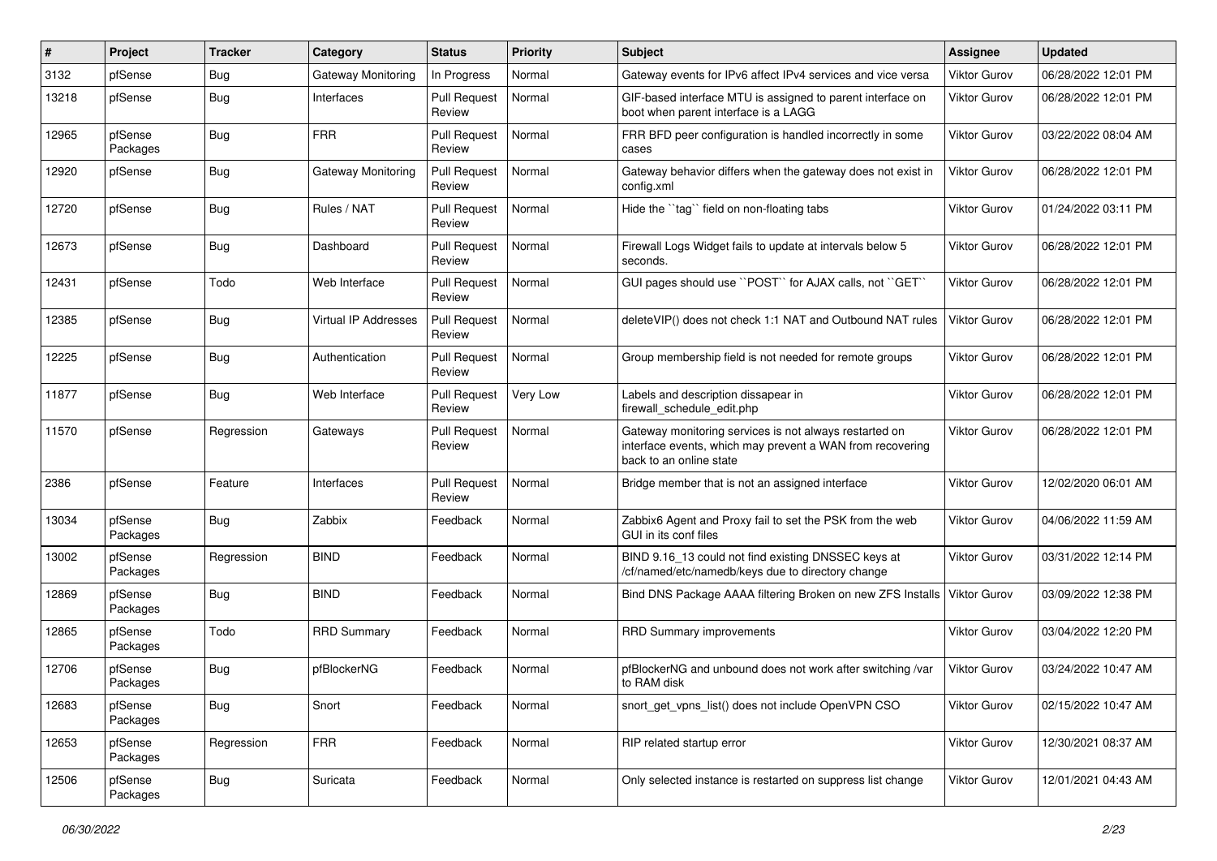| # | Project | Tracker | Category | Status | Priority | Subject | Assignee | Updated |
|---|---|---|---|---|---|---|---|---|
| 3132 | pfSense | Bug | Gateway Monitoring | In Progress | Normal | Gateway events for IPv6 affect IPv4 services and vice versa | Viktor Gurov | 06/28/2022 12:01 PM |
| 13218 | pfSense | Bug | Interfaces | Pull Request Review | Normal | GIF-based interface MTU is assigned to parent interface on boot when parent interface is a LAGG | Viktor Gurov | 06/28/2022 12:01 PM |
| 12965 | pfSense Packages | Bug | FRR | Pull Request Review | Normal | FRR BFD peer configuration is handled incorrectly in some cases | Viktor Gurov | 03/22/2022 08:04 AM |
| 12920 | pfSense | Bug | Gateway Monitoring | Pull Request Review | Normal | Gateway behavior differs when the gateway does not exist in config.xml | Viktor Gurov | 06/28/2022 12:01 PM |
| 12720 | pfSense | Bug | Rules / NAT | Pull Request Review | Normal | Hide the ``tag`` field on non-floating tabs | Viktor Gurov | 01/24/2022 03:11 PM |
| 12673 | pfSense | Bug | Dashboard | Pull Request Review | Normal | Firewall Logs Widget fails to update at intervals below 5 seconds. | Viktor Gurov | 06/28/2022 12:01 PM |
| 12431 | pfSense | Todo | Web Interface | Pull Request Review | Normal | GUI pages should use ``POST`` for AJAX calls, not ``GET`` | Viktor Gurov | 06/28/2022 12:01 PM |
| 12385 | pfSense | Bug | Virtual IP Addresses | Pull Request Review | Normal | deleteVIP() does not check 1:1 NAT and Outbound NAT rules | Viktor Gurov | 06/28/2022 12:01 PM |
| 12225 | pfSense | Bug | Authentication | Pull Request Review | Normal | Group membership field is not needed for remote groups | Viktor Gurov | 06/28/2022 12:01 PM |
| 11877 | pfSense | Bug | Web Interface | Pull Request Review | Very Low | Labels and description dissapear in firewall_schedule_edit.php | Viktor Gurov | 06/28/2022 12:01 PM |
| 11570 | pfSense | Regression | Gateways | Pull Request Review | Normal | Gateway monitoring services is not always restarted on interface events, which may prevent a WAN from recovering back to an online state | Viktor Gurov | 06/28/2022 12:01 PM |
| 2386 | pfSense | Feature | Interfaces | Pull Request Review | Normal | Bridge member that is not an assigned interface | Viktor Gurov | 12/02/2020 06:01 AM |
| 13034 | pfSense Packages | Bug | Zabbix | Feedback | Normal | Zabbix6 Agent and Proxy fail to set the PSK from the web GUI in its conf files | Viktor Gurov | 04/06/2022 11:59 AM |
| 13002 | pfSense Packages | Regression | BIND | Feedback | Normal | BIND 9.16_13 could not find existing DNSSEC keys at /cf/named/etc/namedb/keys due to directory change | Viktor Gurov | 03/31/2022 12:14 PM |
| 12869 | pfSense Packages | Bug | BIND | Feedback | Normal | Bind DNS Package AAAA filtering Broken on new ZFS Installs | Viktor Gurov | 03/09/2022 12:38 PM |
| 12865 | pfSense Packages | Todo | RRD Summary | Feedback | Normal | RRD Summary improvements | Viktor Gurov | 03/04/2022 12:20 PM |
| 12706 | pfSense Packages | Bug | pfBlockerNG | Feedback | Normal | pfBlockerNG and unbound does not work after switching /var to RAM disk | Viktor Gurov | 03/24/2022 10:47 AM |
| 12683 | pfSense Packages | Bug | Snort | Feedback | Normal | snort_get_vpns_list() does not include OpenVPN CSO | Viktor Gurov | 02/15/2022 10:47 AM |
| 12653 | pfSense Packages | Regression | FRR | Feedback | Normal | RIP related startup error | Viktor Gurov | 12/30/2021 08:37 AM |
| 12506 | pfSense Packages | Bug | Suricata | Feedback | Normal | Only selected instance is restarted on suppress list change | Viktor Gurov | 12/01/2021 04:43 AM |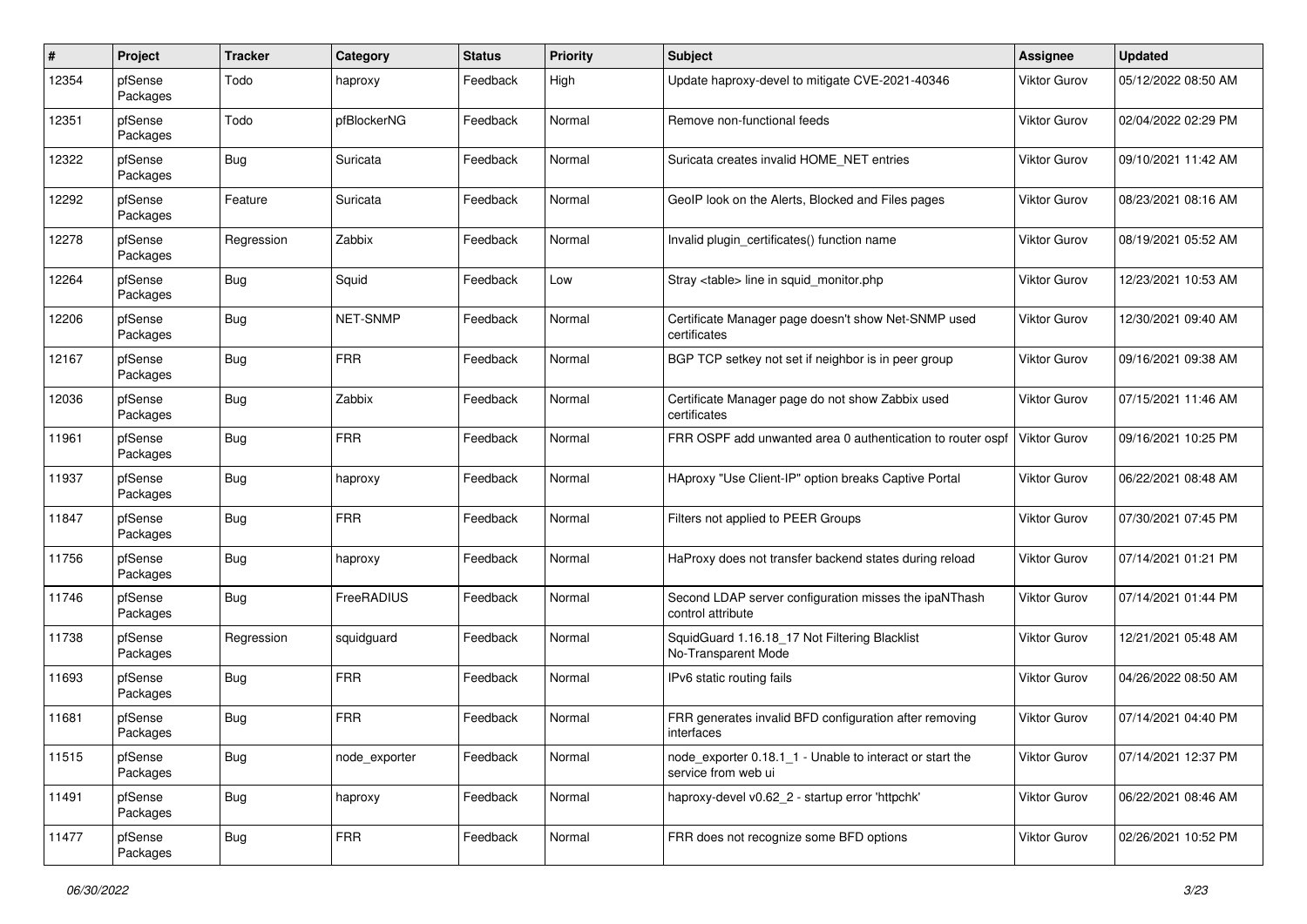| # | Project | Tracker | Category | Status | Priority | Subject | Assignee | Updated |
|---|---|---|---|---|---|---|---|---|
| 12354 | pfSense Packages | Todo | haproxy | Feedback | High | Update haproxy-devel to mitigate CVE-2021-40346 | Viktor Gurov | 05/12/2022 08:50 AM |
| 12351 | pfSense Packages | Todo | pfBlockerNG | Feedback | Normal | Remove non-functional feeds | Viktor Gurov | 02/04/2022 02:29 PM |
| 12322 | pfSense Packages | Bug | Suricata | Feedback | Normal | Suricata creates invalid HOME_NET entries | Viktor Gurov | 09/10/2021 11:42 AM |
| 12292 | pfSense Packages | Feature | Suricata | Feedback | Normal | GeoIP look on the Alerts, Blocked and Files pages | Viktor Gurov | 08/23/2021 08:16 AM |
| 12278 | pfSense Packages | Regression | Zabbix | Feedback | Normal | Invalid plugin_certificates() function name | Viktor Gurov | 08/19/2021 05:52 AM |
| 12264 | pfSense Packages | Bug | Squid | Feedback | Low | Stray <table> line in squid_monitor.php | Viktor Gurov | 12/23/2021 10:53 AM |
| 12206 | pfSense Packages | Bug | NET-SNMP | Feedback | Normal | Certificate Manager page doesn't show Net-SNMP used certificates | Viktor Gurov | 12/30/2021 09:40 AM |
| 12167 | pfSense Packages | Bug | FRR | Feedback | Normal | BGP TCP setkey not set if neighbor is in peer group | Viktor Gurov | 09/16/2021 09:38 AM |
| 12036 | pfSense Packages | Bug | Zabbix | Feedback | Normal | Certificate Manager page do not show Zabbix used certificates | Viktor Gurov | 07/15/2021 11:46 AM |
| 11961 | pfSense Packages | Bug | FRR | Feedback | Normal | FRR OSPF add unwanted area 0 authentication to router ospf | Viktor Gurov | 09/16/2021 10:25 PM |
| 11937 | pfSense Packages | Bug | haproxy | Feedback | Normal | HAproxy "Use Client-IP" option breaks Captive Portal | Viktor Gurov | 06/22/2021 08:48 AM |
| 11847 | pfSense Packages | Bug | FRR | Feedback | Normal | Filters not applied to PEER Groups | Viktor Gurov | 07/30/2021 07:45 PM |
| 11756 | pfSense Packages | Bug | haproxy | Feedback | Normal | HaProxy does not transfer backend states during reload | Viktor Gurov | 07/14/2021 01:21 PM |
| 11746 | pfSense Packages | Bug | FreeRADIUS | Feedback | Normal | Second LDAP server configuration misses the ipaNThash control attribute | Viktor Gurov | 07/14/2021 01:44 PM |
| 11738 | pfSense Packages | Regression | squidguard | Feedback | Normal | SquidGuard 1.16.18_17 Not Filtering Blacklist No-Transparent Mode | Viktor Gurov | 12/21/2021 05:48 AM |
| 11693 | pfSense Packages | Bug | FRR | Feedback | Normal | IPv6 static routing fails | Viktor Gurov | 04/26/2022 08:50 AM |
| 11681 | pfSense Packages | Bug | FRR | Feedback | Normal | FRR generates invalid BFD configuration after removing interfaces | Viktor Gurov | 07/14/2021 04:40 PM |
| 11515 | pfSense Packages | Bug | node_exporter | Feedback | Normal | node_exporter 0.18.1_1 - Unable to interact or start the service from web ui | Viktor Gurov | 07/14/2021 12:37 PM |
| 11491 | pfSense Packages | Bug | haproxy | Feedback | Normal | haproxy-devel v0.62_2 - startup error 'httpchk' | Viktor Gurov | 06/22/2021 08:46 AM |
| 11477 | pfSense Packages | Bug | FRR | Feedback | Normal | FRR does not recognize some BFD options | Viktor Gurov | 02/26/2021 10:52 PM |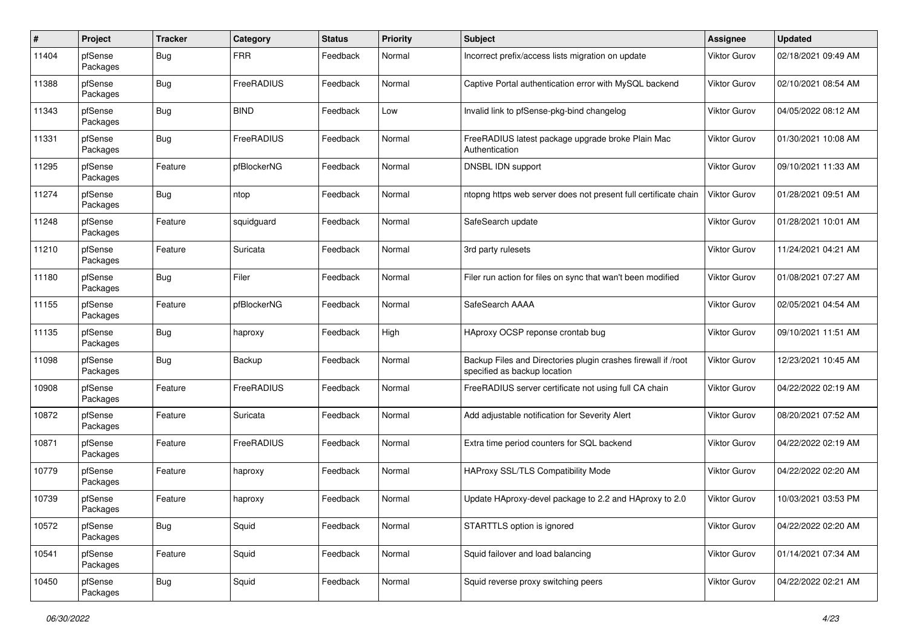| # | Project | Tracker | Category | Status | Priority | Subject | Assignee | Updated |
|---|---|---|---|---|---|---|---|---|
| 11404 | pfSense Packages | Bug | FRR | Feedback | Normal | Incorrect prefix/access lists migration on update | Viktor Gurov | 02/18/2021 09:49 AM |
| 11388 | pfSense Packages | Bug | FreeRADIUS | Feedback | Normal | Captive Portal authentication error with MySQL backend | Viktor Gurov | 02/10/2021 08:54 AM |
| 11343 | pfSense Packages | Bug | BIND | Feedback | Low | Invalid link to pfSense-pkg-bind changelog | Viktor Gurov | 04/05/2022 08:12 AM |
| 11331 | pfSense Packages | Bug | FreeRADIUS | Feedback | Normal | FreeRADIUS latest package upgrade broke Plain Mac Authentication | Viktor Gurov | 01/30/2021 10:08 AM |
| 11295 | pfSense Packages | Feature | pfBlockerNG | Feedback | Normal | DNSBL IDN support | Viktor Gurov | 09/10/2021 11:33 AM |
| 11274 | pfSense Packages | Bug | ntop | Feedback | Normal | ntopng https web server does not present full certificate chain | Viktor Gurov | 01/28/2021 09:51 AM |
| 11248 | pfSense Packages | Feature | squidguard | Feedback | Normal | SafeSearch update | Viktor Gurov | 01/28/2021 10:01 AM |
| 11210 | pfSense Packages | Feature | Suricata | Feedback | Normal | 3rd party rulesets | Viktor Gurov | 11/24/2021 04:21 AM |
| 11180 | pfSense Packages | Bug | Filer | Feedback | Normal | Filer run action for files on sync that wan't been modified | Viktor Gurov | 01/08/2021 07:27 AM |
| 11155 | pfSense Packages | Feature | pfBlockerNG | Feedback | Normal | SafeSearch AAAA | Viktor Gurov | 02/05/2021 04:54 AM |
| 11135 | pfSense Packages | Bug | haproxy | Feedback | High | HAproxy OCSP reponse crontab bug | Viktor Gurov | 09/10/2021 11:51 AM |
| 11098 | pfSense Packages | Bug | Backup | Feedback | Normal | Backup Files and Directories plugin crashes firewall if /root specified as backup location | Viktor Gurov | 12/23/2021 10:45 AM |
| 10908 | pfSense Packages | Feature | FreeRADIUS | Feedback | Normal | FreeRADIUS server certificate not using full CA chain | Viktor Gurov | 04/22/2022 02:19 AM |
| 10872 | pfSense Packages | Feature | Suricata | Feedback | Normal | Add adjustable notification for Severity Alert | Viktor Gurov | 08/20/2021 07:52 AM |
| 10871 | pfSense Packages | Feature | FreeRADIUS | Feedback | Normal | Extra time period counters for SQL backend | Viktor Gurov | 04/22/2022 02:19 AM |
| 10779 | pfSense Packages | Feature | haproxy | Feedback | Normal | HAProxy SSL/TLS Compatibility Mode | Viktor Gurov | 04/22/2022 02:20 AM |
| 10739 | pfSense Packages | Feature | haproxy | Feedback | Normal | Update HAproxy-devel package to 2.2 and HAproxy to 2.0 | Viktor Gurov | 10/03/2021 03:53 PM |
| 10572 | pfSense Packages | Bug | Squid | Feedback | Normal | STARTTLS option is ignored | Viktor Gurov | 04/22/2022 02:20 AM |
| 10541 | pfSense Packages | Feature | Squid | Feedback | Normal | Squid failover and load balancing | Viktor Gurov | 01/14/2021 07:34 AM |
| 10450 | pfSense Packages | Bug | Squid | Feedback | Normal | Squid reverse proxy switching peers | Viktor Gurov | 04/22/2022 02:21 AM |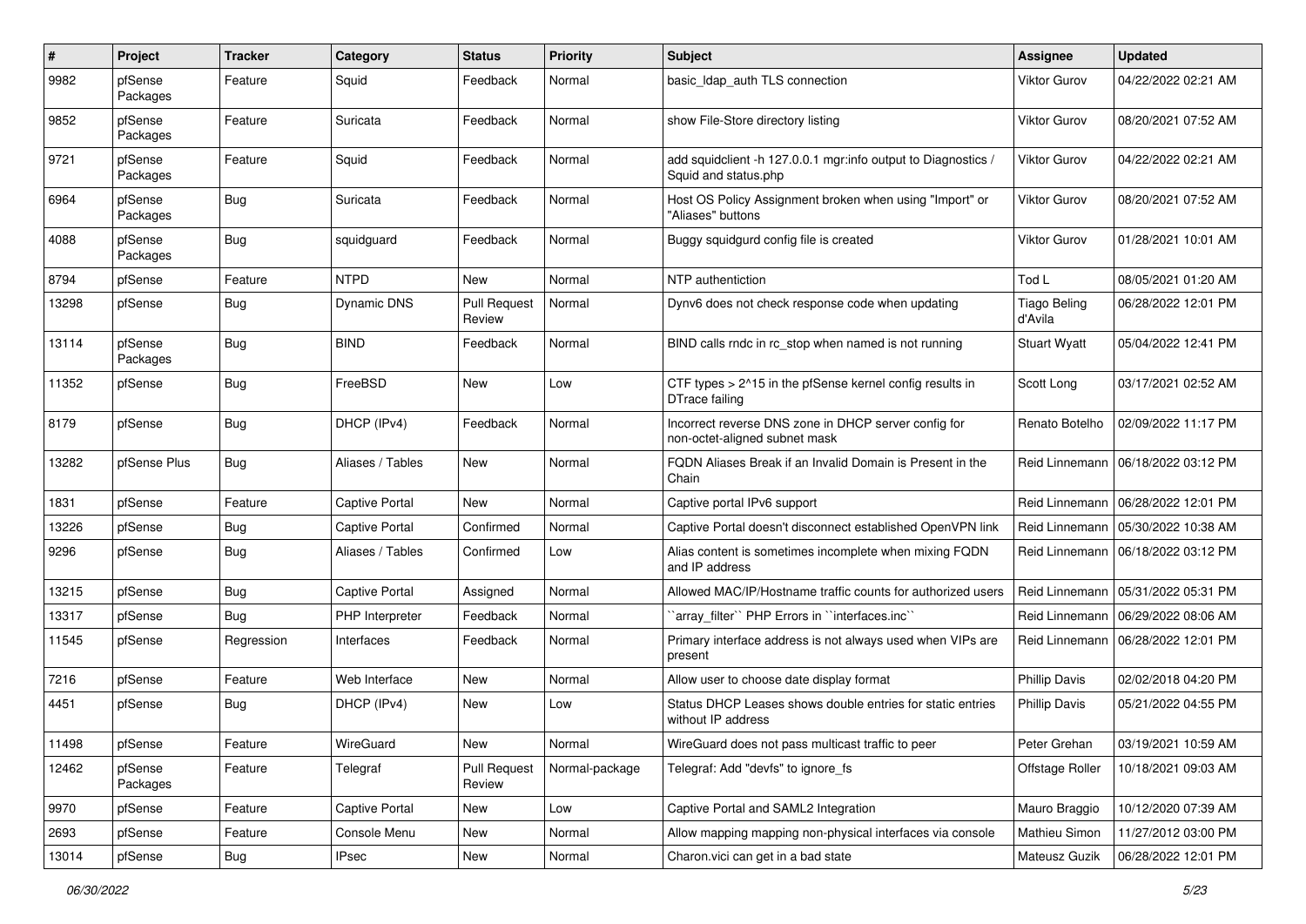| # | Project | Tracker | Category | Status | Priority | Subject | Assignee | Updated |
|---|---|---|---|---|---|---|---|---|
| 9982 | pfSense Packages | Feature | Squid | Feedback | Normal | basic_ldap_auth TLS connection | Viktor Gurov | 04/22/2022 02:21 AM |
| 9852 | pfSense Packages | Feature | Suricata | Feedback | Normal | show File-Store directory listing | Viktor Gurov | 08/20/2021 07:52 AM |
| 9721 | pfSense Packages | Feature | Squid | Feedback | Normal | add squidclient -h 127.0.0.1 mgr:info output to Diagnostics / Squid and status.php | Viktor Gurov | 04/22/2022 02:21 AM |
| 6964 | pfSense Packages | Bug | Suricata | Feedback | Normal | Host OS Policy Assignment broken when using "Import" or "Aliases" buttons | Viktor Gurov | 08/20/2021 07:52 AM |
| 4088 | pfSense Packages | Bug | squidguard | Feedback | Normal | Buggy squidgurd config file is created | Viktor Gurov | 01/28/2021 10:01 AM |
| 8794 | pfSense | Feature | NTPD | New | Normal | NTP authentiction | Tod L | 08/05/2021 01:20 AM |
| 13298 | pfSense | Bug | Dynamic DNS | Pull Request Review | Normal | Dynv6 does not check response code when updating | Tiago Beling d'Avila | 06/28/2022 12:01 PM |
| 13114 | pfSense Packages | Bug | BIND | Feedback | Normal | BIND calls rndc in rc_stop when named is not running | Stuart Wyatt | 05/04/2022 12:41 PM |
| 11352 | pfSense | Bug | FreeBSD | New | Low | CTF types > 2^15 in the pfSense kernel config results in DTrace failing | Scott Long | 03/17/2021 02:52 AM |
| 8179 | pfSense | Bug | DHCP (IPv4) | Feedback | Normal | Incorrect reverse DNS zone in DHCP server config for non-octet-aligned subnet mask | Renato Botelho | 02/09/2022 11:17 PM |
| 13282 | pfSense Plus | Bug | Aliases / Tables | New | Normal | FQDN Aliases Break if an Invalid Domain is Present in the Chain | Reid Linnemann | 06/18/2022 03:12 PM |
| 1831 | pfSense | Feature | Captive Portal | New | Normal | Captive portal IPv6 support | Reid Linnemann | 06/28/2022 12:01 PM |
| 13226 | pfSense | Bug | Captive Portal | Confirmed | Normal | Captive Portal doesn't disconnect established OpenVPN link | Reid Linnemann | 05/30/2022 10:38 AM |
| 9296 | pfSense | Bug | Aliases / Tables | Confirmed | Low | Alias content is sometimes incomplete when mixing FQDN and IP address | Reid Linnemann | 06/18/2022 03:12 PM |
| 13215 | pfSense | Bug | Captive Portal | Assigned | Normal | Allowed MAC/IP/Hostname traffic counts for authorized users | Reid Linnemann | 05/31/2022 05:31 PM |
| 13317 | pfSense | Bug | PHP Interpreter | Feedback | Normal | ``array_filter`` PHP Errors in ``interfaces.inc`` | Reid Linnemann | 06/29/2022 08:06 AM |
| 11545 | pfSense | Regression | Interfaces | Feedback | Normal | Primary interface address is not always used when VIPs are present | Reid Linnemann | 06/28/2022 12:01 PM |
| 7216 | pfSense | Feature | Web Interface | New | Normal | Allow user to choose date display format | Phillip Davis | 02/02/2018 04:20 PM |
| 4451 | pfSense | Bug | DHCP (IPv4) | New | Low | Status DHCP Leases shows double entries for static entries without IP address | Phillip Davis | 05/21/2022 04:55 PM |
| 11498 | pfSense | Feature | WireGuard | New | Normal | WireGuard does not pass multicast traffic to peer | Peter Grehan | 03/19/2021 10:59 AM |
| 12462 | pfSense Packages | Feature | Telegraf | Pull Request Review | Normal-package | Telegraf: Add "devfs" to ignore_fs | Offstage Roller | 10/18/2021 09:03 AM |
| 9970 | pfSense | Feature | Captive Portal | New | Low | Captive Portal and SAML2 Integration | Mauro Braggio | 10/12/2020 07:39 AM |
| 2693 | pfSense | Feature | Console Menu | New | Normal | Allow mapping mapping non-physical interfaces via console | Mathieu Simon | 11/27/2012 03:00 PM |
| 13014 | pfSense | Bug | IPsec | New | Normal | Charon.vici can get in a bad state | Mateusz Guzik | 06/28/2022 12:01 PM |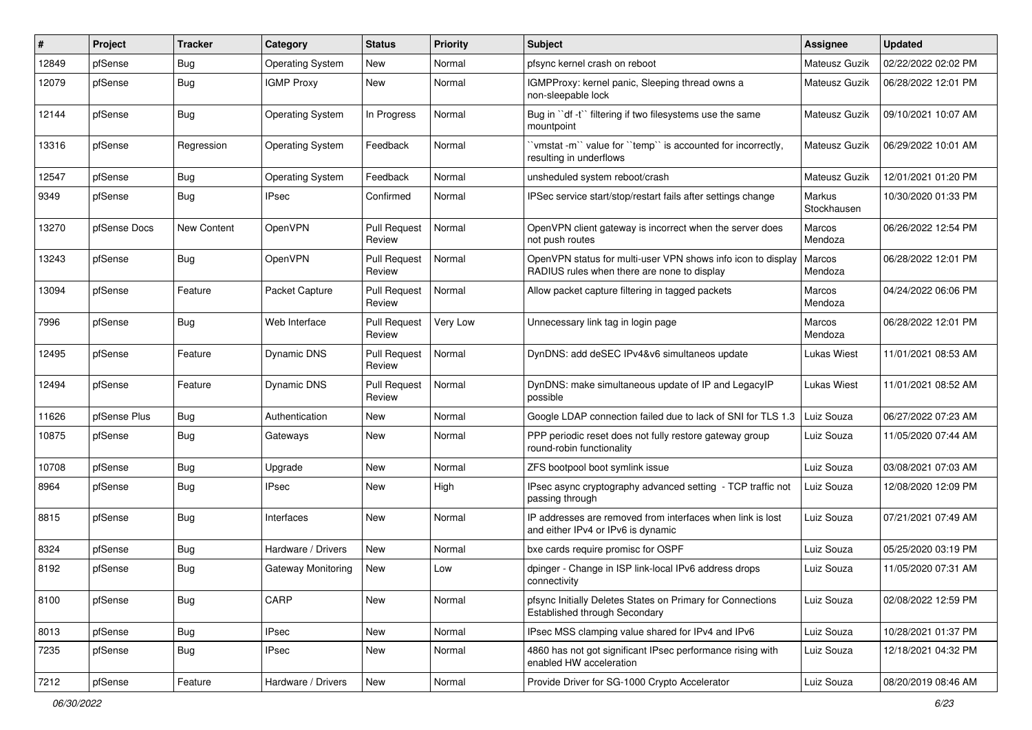| # | Project | Tracker | Category | Status | Priority | Subject | Assignee | Updated |
|---|---|---|---|---|---|---|---|---|
| 12849 | pfSense | Bug | Operating System | New | Normal | pfsync kernel crash on reboot | Mateusz Guzik | 02/22/2022 02:02 PM |
| 12079 | pfSense | Bug | IGMP Proxy | New | Normal | IGMPProxy: kernel panic, Sleeping thread owns a non-sleepable lock | Mateusz Guzik | 06/28/2022 12:01 PM |
| 12144 | pfSense | Bug | Operating System | In Progress | Normal | Bug in ``df -t`` filtering if two filesystems use the same mountpoint | Mateusz Guzik | 09/10/2021 10:07 AM |
| 13316 | pfSense | Regression | Operating System | Feedback | Normal | ``vmstat -m`` value for ``temp`` is accounted for incorrectly, resulting in underflows | Mateusz Guzik | 06/29/2022 10:01 AM |
| 12547 | pfSense | Bug | Operating System | Feedback | Normal | unsheduled system reboot/crash | Mateusz Guzik | 12/01/2021 01:20 PM |
| 9349 | pfSense | Bug | IPsec | Confirmed | Normal | IPSec service start/stop/restart fails after settings change | Markus Stockhausen | 10/30/2020 01:33 PM |
| 13270 | pfSense Docs | New Content | OpenVPN | Pull Request Review | Normal | OpenVPN client gateway is incorrect when the server does not push routes | Marcos Mendoza | 06/26/2022 12:54 PM |
| 13243 | pfSense | Bug | OpenVPN | Pull Request Review | Normal | OpenVPN status for multi-user VPN shows info icon to display RADIUS rules when there are none to display | Marcos Mendoza | 06/28/2022 12:01 PM |
| 13094 | pfSense | Feature | Packet Capture | Pull Request Review | Normal | Allow packet capture filtering in tagged packets | Marcos Mendoza | 04/24/2022 06:06 PM |
| 7996 | pfSense | Bug | Web Interface | Pull Request Review | Very Low | Unnecessary link tag in login page | Marcos Mendoza | 06/28/2022 12:01 PM |
| 12495 | pfSense | Feature | Dynamic DNS | Pull Request Review | Normal | DynDNS: add deSEC IPv4&v6 simultaneos update | Lukas Wiest | 11/01/2021 08:53 AM |
| 12494 | pfSense | Feature | Dynamic DNS | Pull Request Review | Normal | DynDNS: make simultaneous update of IP and LegacyIP possible | Lukas Wiest | 11/01/2021 08:52 AM |
| 11626 | pfSense Plus | Bug | Authentication | New | Normal | Google LDAP connection failed due to lack of SNI for TLS 1.3 | Luiz Souza | 06/27/2022 07:23 AM |
| 10875 | pfSense | Bug | Gateways | New | Normal | PPP periodic reset does not fully restore gateway group round-robin functionality | Luiz Souza | 11/05/2020 07:44 AM |
| 10708 | pfSense | Bug | Upgrade | New | Normal | ZFS bootpool boot symlink issue | Luiz Souza | 03/08/2021 07:03 AM |
| 8964 | pfSense | Bug | IPsec | New | High | IPsec async cryptography advanced setting - TCP traffic not passing through | Luiz Souza | 12/08/2020 12:09 PM |
| 8815 | pfSense | Bug | Interfaces | New | Normal | IP addresses are removed from interfaces when link is lost and either IPv4 or IPv6 is dynamic | Luiz Souza | 07/21/2021 07:49 AM |
| 8324 | pfSense | Bug | Hardware / Drivers | New | Normal | bxe cards require promisc for OSPF | Luiz Souza | 05/25/2020 03:19 PM |
| 8192 | pfSense | Bug | Gateway Monitoring | New | Low | dpinger - Change in ISP link-local IPv6 address drops connectivity | Luiz Souza | 11/05/2020 07:31 AM |
| 8100 | pfSense | Bug | CARP | New | Normal | pfsync Initially Deletes States on Primary for Connections Established through Secondary | Luiz Souza | 02/08/2022 12:59 PM |
| 8013 | pfSense | Bug | IPsec | New | Normal | IPsec MSS clamping value shared for IPv4 and IPv6 | Luiz Souza | 10/28/2021 01:37 PM |
| 7235 | pfSense | Bug | IPsec | New | Normal | 4860 has not got significant IPsec performance rising with enabled HW acceleration | Luiz Souza | 12/18/2021 04:32 PM |
| 7212 | pfSense | Feature | Hardware / Drivers | New | Normal | Provide Driver for SG-1000 Crypto Accelerator | Luiz Souza | 08/20/2019 08:46 AM |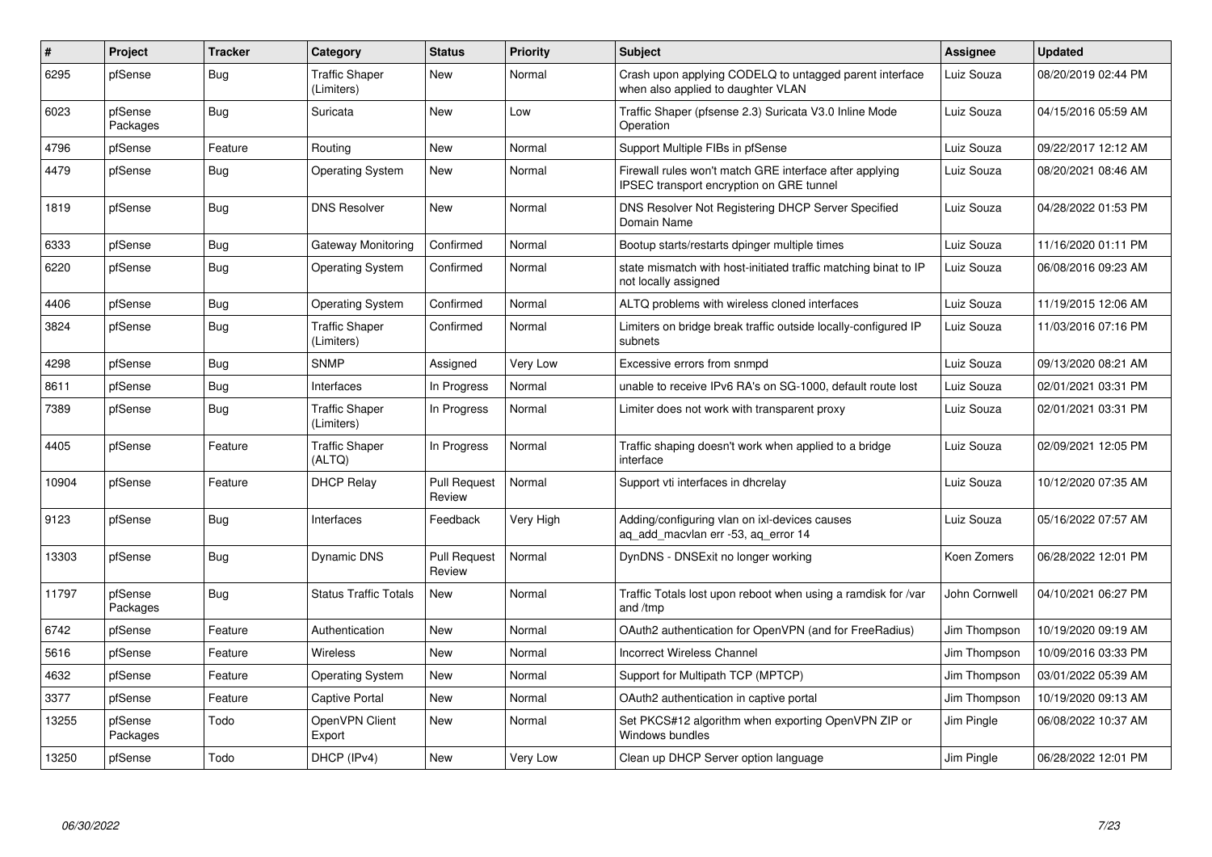| # | Project | Tracker | Category | Status | Priority | Subject | Assignee | Updated |
| --- | --- | --- | --- | --- | --- | --- | --- | --- |
| 6295 | pfSense | Bug | Traffic Shaper (Limiters) | New | Normal | Crash upon applying CODELQ to untagged parent interface when also applied to daughter VLAN | Luiz Souza | 08/20/2019 02:44 PM |
| 6023 | pfSense Packages | Bug | Suricata | New | Low | Traffic Shaper (pfsense 2.3) Suricata V3.0 Inline Mode Operation | Luiz Souza | 04/15/2016 05:59 AM |
| 4796 | pfSense | Feature | Routing | New | Normal | Support Multiple FIBs in pfSense | Luiz Souza | 09/22/2017 12:12 AM |
| 4479 | pfSense | Bug | Operating System | New | Normal | Firewall rules won't match GRE interface after applying IPSEC transport encryption on GRE tunnel | Luiz Souza | 08/20/2021 08:46 AM |
| 1819 | pfSense | Bug | DNS Resolver | New | Normal | DNS Resolver Not Registering DHCP Server Specified Domain Name | Luiz Souza | 04/28/2022 01:53 PM |
| 6333 | pfSense | Bug | Gateway Monitoring | Confirmed | Normal | Bootup starts/restarts dpinger multiple times | Luiz Souza | 11/16/2020 01:11 PM |
| 6220 | pfSense | Bug | Operating System | Confirmed | Normal | state mismatch with host-initiated traffic matching binat to IP not locally assigned | Luiz Souza | 06/08/2016 09:23 AM |
| 4406 | pfSense | Bug | Operating System | Confirmed | Normal | ALTQ problems with wireless cloned interfaces | Luiz Souza | 11/19/2015 12:06 AM |
| 3824 | pfSense | Bug | Traffic Shaper (Limiters) | Confirmed | Normal | Limiters on bridge break traffic outside locally-configured IP subnets | Luiz Souza | 11/03/2016 07:16 PM |
| 4298 | pfSense | Bug | SNMP | Assigned | Very Low | Excessive errors from snmpd | Luiz Souza | 09/13/2020 08:21 AM |
| 8611 | pfSense | Bug | Interfaces | In Progress | Normal | unable to receive IPv6 RA's on SG-1000, default route lost | Luiz Souza | 02/01/2021 03:31 PM |
| 7389 | pfSense | Bug | Traffic Shaper (Limiters) | In Progress | Normal | Limiter does not work with transparent proxy | Luiz Souza | 02/01/2021 03:31 PM |
| 4405 | pfSense | Feature | Traffic Shaper (ALTQ) | In Progress | Normal | Traffic shaping doesn't work when applied to a bridge interface | Luiz Souza | 02/09/2021 12:05 PM |
| 10904 | pfSense | Feature | DHCP Relay | Pull Request Review | Normal | Support vti interfaces in dhcrelay | Luiz Souza | 10/12/2020 07:35 AM |
| 9123 | pfSense | Bug | Interfaces | Feedback | Very High | Adding/configuring vlan on ixl-devices causes aq_add_macvlan err -53, aq_error 14 | Luiz Souza | 05/16/2022 07:57 AM |
| 13303 | pfSense | Bug | Dynamic DNS | Pull Request Review | Normal | DynDNS - DNSExit no longer working | Koen Zomers | 06/28/2022 12:01 PM |
| 11797 | pfSense Packages | Bug | Status Traffic Totals | New | Normal | Traffic Totals lost upon reboot when using a ramdisk for /var and /tmp | John Cornwell | 04/10/2021 06:27 PM |
| 6742 | pfSense | Feature | Authentication | New | Normal | OAuth2 authentication for OpenVPN (and for FreeRadius) | Jim Thompson | 10/19/2020 09:19 AM |
| 5616 | pfSense | Feature | Wireless | New | Normal | Incorrect Wireless Channel | Jim Thompson | 10/09/2016 03:33 PM |
| 4632 | pfSense | Feature | Operating System | New | Normal | Support for Multipath TCP (MPTCP) | Jim Thompson | 03/01/2022 05:39 AM |
| 3377 | pfSense | Feature | Captive Portal | New | Normal | OAuth2 authentication in captive portal | Jim Thompson | 10/19/2020 09:13 AM |
| 13255 | pfSense Packages | Todo | OpenVPN Client Export | New | Normal | Set PKCS#12 algorithm when exporting OpenVPN ZIP or Windows bundles | Jim Pingle | 06/08/2022 10:37 AM |
| 13250 | pfSense | Todo | DHCP (IPv4) | New | Very Low | Clean up DHCP Server option language | Jim Pingle | 06/28/2022 12:01 PM |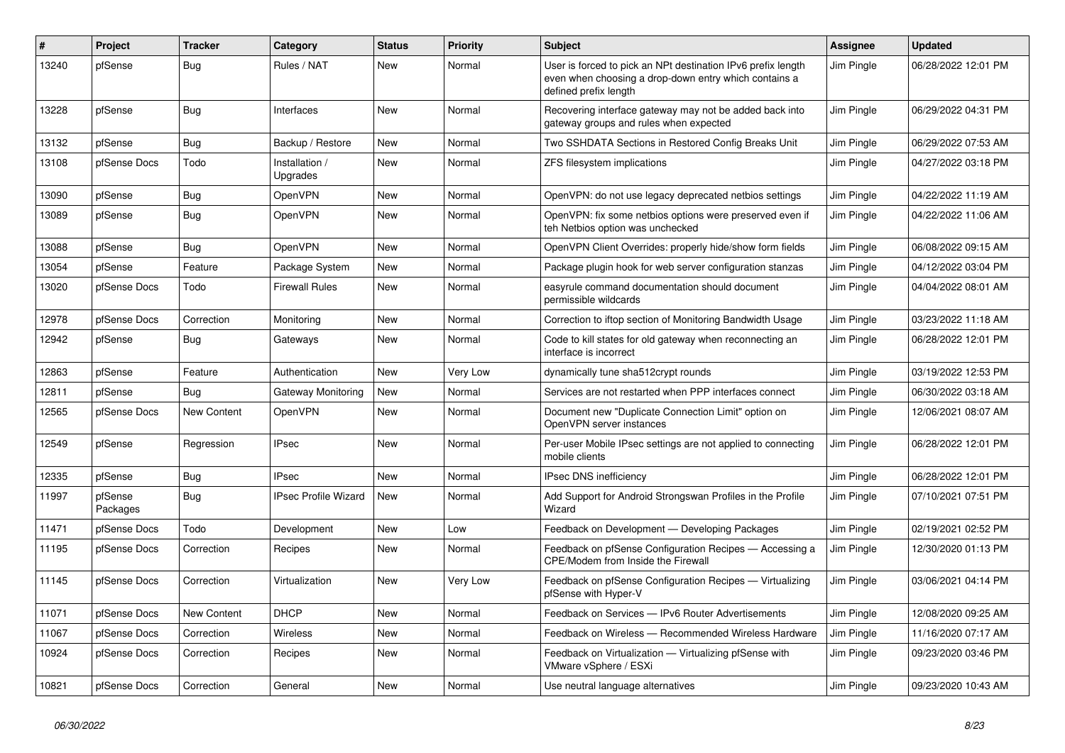| # | Project | Tracker | Category | Status | Priority | Subject | Assignee | Updated |
|---|---|---|---|---|---|---|---|---|
| 13240 | pfSense | Bug | Rules / NAT | New | Normal | User is forced to pick an NPt destination IPv6 prefix length even when choosing a drop-down entry which contains a defined prefix length | Jim Pingle | 06/28/2022 12:01 PM |
| 13228 | pfSense | Bug | Interfaces | New | Normal | Recovering interface gateway may not be added back into gateway groups and rules when expected | Jim Pingle | 06/29/2022 04:31 PM |
| 13132 | pfSense | Bug | Backup / Restore | New | Normal | Two SSHDATA Sections in Restored Config Breaks Unit | Jim Pingle | 06/29/2022 07:53 AM |
| 13108 | pfSense Docs | Todo | Installation / Upgrades | New | Normal | ZFS filesystem implications | Jim Pingle | 04/27/2022 03:18 PM |
| 13090 | pfSense | Bug | OpenVPN | New | Normal | OpenVPN: do not use legacy deprecated netbios settings | Jim Pingle | 04/22/2022 11:19 AM |
| 13089 | pfSense | Bug | OpenVPN | New | Normal | OpenVPN: fix some netbios options were preserved even if teh Netbios option was unchecked | Jim Pingle | 04/22/2022 11:06 AM |
| 13088 | pfSense | Bug | OpenVPN | New | Normal | OpenVPN Client Overrides: properly hide/show form fields | Jim Pingle | 06/08/2022 09:15 AM |
| 13054 | pfSense | Feature | Package System | New | Normal | Package plugin hook for web server configuration stanzas | Jim Pingle | 04/12/2022 03:04 PM |
| 13020 | pfSense Docs | Todo | Firewall Rules | New | Normal | easyrule command documentation should document permissible wildcards | Jim Pingle | 04/04/2022 08:01 AM |
| 12978 | pfSense Docs | Correction | Monitoring | New | Normal | Correction to iftop section of Monitoring Bandwidth Usage | Jim Pingle | 03/23/2022 11:18 AM |
| 12942 | pfSense | Bug | Gateways | New | Normal | Code to kill states for old gateway when reconnecting an interface is incorrect | Jim Pingle | 06/28/2022 12:01 PM |
| 12863 | pfSense | Feature | Authentication | New | Very Low | dynamically tune sha512crypt rounds | Jim Pingle | 03/19/2022 12:53 PM |
| 12811 | pfSense | Bug | Gateway Monitoring | New | Normal | Services are not restarted when PPP interfaces connect | Jim Pingle | 06/30/2022 03:18 AM |
| 12565 | pfSense Docs | New Content | OpenVPN | New | Normal | Document new "Duplicate Connection Limit" option on OpenVPN server instances | Jim Pingle | 12/06/2021 08:07 AM |
| 12549 | pfSense | Regression | IPsec | New | Normal | Per-user Mobile IPsec settings are not applied to connecting mobile clients | Jim Pingle | 06/28/2022 12:01 PM |
| 12335 | pfSense | Bug | IPsec | New | Normal | IPsec DNS inefficiency | Jim Pingle | 06/28/2022 12:01 PM |
| 11997 | pfSense Packages | Bug | IPsec Profile Wizard | New | Normal | Add Support for Android Strongswan Profiles in the Profile Wizard | Jim Pingle | 07/10/2021 07:51 PM |
| 11471 | pfSense Docs | Todo | Development | New | Low | Feedback on Development — Developing Packages | Jim Pingle | 02/19/2021 02:52 PM |
| 11195 | pfSense Docs | Correction | Recipes | New | Normal | Feedback on pfSense Configuration Recipes — Accessing a CPE/Modem from Inside the Firewall | Jim Pingle | 12/30/2020 01:13 PM |
| 11145 | pfSense Docs | Correction | Virtualization | New | Very Low | Feedback on pfSense Configuration Recipes — Virtualizing pfSense with Hyper-V | Jim Pingle | 03/06/2021 04:14 PM |
| 11071 | pfSense Docs | New Content | DHCP | New | Normal | Feedback on Services — IPv6 Router Advertisements | Jim Pingle | 12/08/2020 09:25 AM |
| 11067 | pfSense Docs | Correction | Wireless | New | Normal | Feedback on Wireless — Recommended Wireless Hardware | Jim Pingle | 11/16/2020 07:17 AM |
| 10924 | pfSense Docs | Correction | Recipes | New | Normal | Feedback on Virtualization — Virtualizing pfSense with VMware vSphere / ESXi | Jim Pingle | 09/23/2020 03:46 PM |
| 10821 | pfSense Docs | Correction | General | New | Normal | Use neutral language alternatives | Jim Pingle | 09/23/2020 10:43 AM |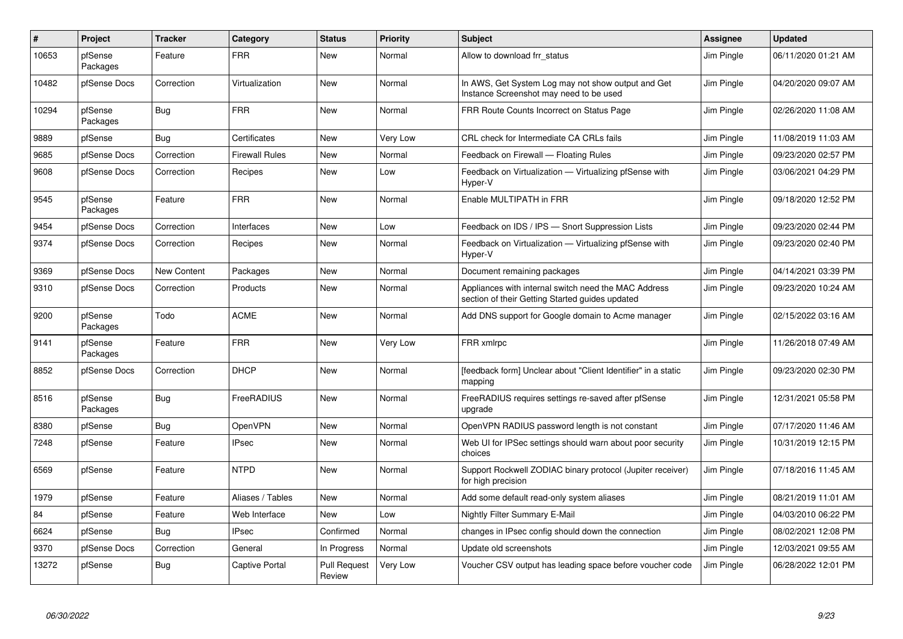| # | Project | Tracker | Category | Status | Priority | Subject | Assignee | Updated |
|---|---|---|---|---|---|---|---|---|
| 10653 | pfSense Packages | Feature | FRR | New | Normal | Allow to download frr_status | Jim Pingle | 06/11/2020 01:21 AM |
| 10482 | pfSense Docs | Correction | Virtualization | New | Normal | In AWS, Get System Log may not show output and Get Instance Screenshot may need to be used | Jim Pingle | 04/20/2020 09:07 AM |
| 10294 | pfSense Packages | Bug | FRR | New | Normal | FRR Route Counts Incorrect on Status Page | Jim Pingle | 02/26/2020 11:08 AM |
| 9889 | pfSense | Bug | Certificates | New | Very Low | CRL check for Intermediate CA CRLs fails | Jim Pingle | 11/08/2019 11:03 AM |
| 9685 | pfSense Docs | Correction | Firewall Rules | New | Normal | Feedback on Firewall — Floating Rules | Jim Pingle | 09/23/2020 02:57 PM |
| 9608 | pfSense Docs | Correction | Recipes | New | Low | Feedback on Virtualization — Virtualizing pfSense with Hyper-V | Jim Pingle | 03/06/2021 04:29 PM |
| 9545 | pfSense Packages | Feature | FRR | New | Normal | Enable MULTIPATH in FRR | Jim Pingle | 09/18/2020 12:52 PM |
| 9454 | pfSense Docs | Correction | Interfaces | New | Low | Feedback on IDS / IPS — Snort Suppression Lists | Jim Pingle | 09/23/2020 02:44 PM |
| 9374 | pfSense Docs | Correction | Recipes | New | Normal | Feedback on Virtualization — Virtualizing pfSense with Hyper-V | Jim Pingle | 09/23/2020 02:40 PM |
| 9369 | pfSense Docs | New Content | Packages | New | Normal | Document remaining packages | Jim Pingle | 04/14/2021 03:39 PM |
| 9310 | pfSense Docs | Correction | Products | New | Normal | Appliances with internal switch need the MAC Address section of their Getting Started guides updated | Jim Pingle | 09/23/2020 10:24 AM |
| 9200 | pfSense Packages | Todo | ACME | New | Normal | Add DNS support for Google domain to Acme manager | Jim Pingle | 02/15/2022 03:16 AM |
| 9141 | pfSense Packages | Feature | FRR | New | Very Low | FRR xmlrpc | Jim Pingle | 11/26/2018 07:49 AM |
| 8852 | pfSense Docs | Correction | DHCP | New | Normal | [feedback form] Unclear about "Client Identifier" in a static mapping | Jim Pingle | 09/23/2020 02:30 PM |
| 8516 | pfSense Packages | Bug | FreeRADIUS | New | Normal | FreeRADIUS requires settings re-saved after pfSense upgrade | Jim Pingle | 12/31/2021 05:58 PM |
| 8380 | pfSense | Bug | OpenVPN | New | Normal | OpenVPN RADIUS password length is not constant | Jim Pingle | 07/17/2020 11:46 AM |
| 7248 | pfSense | Feature | IPsec | New | Normal | Web UI for IPSec settings should warn about poor security choices | Jim Pingle | 10/31/2019 12:15 PM |
| 6569 | pfSense | Feature | NTPD | New | Normal | Support Rockwell ZODIAC binary protocol (Jupiter receiver) for high precision | Jim Pingle | 07/18/2016 11:45 AM |
| 1979 | pfSense | Feature | Aliases / Tables | New | Normal | Add some default read-only system aliases | Jim Pingle | 08/21/2019 11:01 AM |
| 84 | pfSense | Feature | Web Interface | New | Low | Nightly Filter Summary E-Mail | Jim Pingle | 04/03/2010 06:22 PM |
| 6624 | pfSense | Bug | IPsec | Confirmed | Normal | changes in IPsec config should down the connection | Jim Pingle | 08/02/2021 12:08 PM |
| 9370 | pfSense Docs | Correction | General | In Progress | Normal | Update old screenshots | Jim Pingle | 12/03/2021 09:55 AM |
| 13272 | pfSense | Bug | Captive Portal | Pull Request Review | Very Low | Voucher CSV output has leading space before voucher code | Jim Pingle | 06/28/2022 12:01 PM |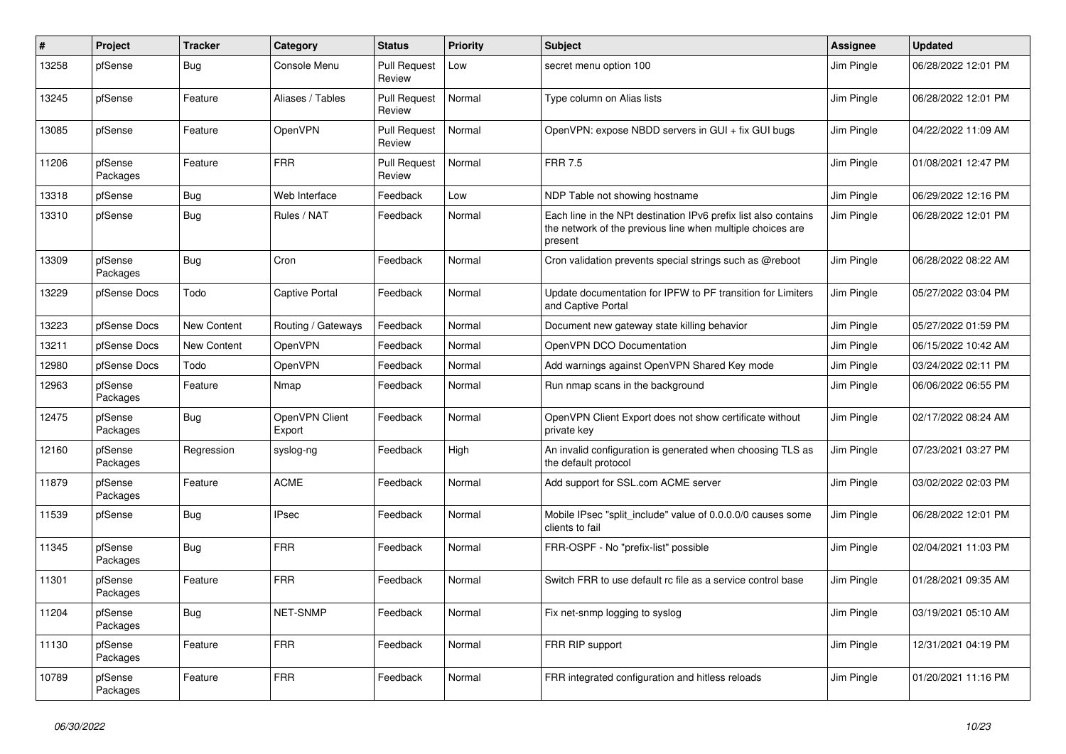| # | Project | Tracker | Category | Status | Priority | Subject | Assignee | Updated |
|---|---|---|---|---|---|---|---|---|
| 13258 | pfSense | Bug | Console Menu | Pull Request Review | Low | secret menu option 100 | Jim Pingle | 06/28/2022 12:01 PM |
| 13245 | pfSense | Feature | Aliases / Tables | Pull Request Review | Normal | Type column on Alias lists | Jim Pingle | 06/28/2022 12:01 PM |
| 13085 | pfSense | Feature | OpenVPN | Pull Request Review | Normal | OpenVPN: expose NBDD servers in GUI + fix GUI bugs | Jim Pingle | 04/22/2022 11:09 AM |
| 11206 | pfSense Packages | Feature | FRR | Pull Request Review | Normal | FRR 7.5 | Jim Pingle | 01/08/2021 12:47 PM |
| 13318 | pfSense | Bug | Web Interface | Feedback | Low | NDP Table not showing hostname | Jim Pingle | 06/29/2022 12:16 PM |
| 13310 | pfSense | Bug | Rules / NAT | Feedback | Normal | Each line in the NPt destination IPv6 prefix list also contains the network of the previous line when multiple choices are present | Jim Pingle | 06/28/2022 12:01 PM |
| 13309 | pfSense Packages | Bug | Cron | Feedback | Normal | Cron validation prevents special strings such as @reboot | Jim Pingle | 06/28/2022 08:22 AM |
| 13229 | pfSense Docs | Todo | Captive Portal | Feedback | Normal | Update documentation for IPFW to PF transition for Limiters and Captive Portal | Jim Pingle | 05/27/2022 03:04 PM |
| 13223 | pfSense Docs | New Content | Routing / Gateways | Feedback | Normal | Document new gateway state killing behavior | Jim Pingle | 05/27/2022 01:59 PM |
| 13211 | pfSense Docs | New Content | OpenVPN | Feedback | Normal | OpenVPN DCO Documentation | Jim Pingle | 06/15/2022 10:42 AM |
| 12980 | pfSense Docs | Todo | OpenVPN | Feedback | Normal | Add warnings against OpenVPN Shared Key mode | Jim Pingle | 03/24/2022 02:11 PM |
| 12963 | pfSense Packages | Feature | Nmap | Feedback | Normal | Run nmap scans in the background | Jim Pingle | 06/06/2022 06:55 PM |
| 12475 | pfSense Packages | Bug | OpenVPN Client Export | Feedback | Normal | OpenVPN Client Export does not show certificate without private key | Jim Pingle | 02/17/2022 08:24 AM |
| 12160 | pfSense Packages | Regression | syslog-ng | Feedback | High | An invalid configuration is generated when choosing TLS as the default protocol | Jim Pingle | 07/23/2021 03:27 PM |
| 11879 | pfSense Packages | Feature | ACME | Feedback | Normal | Add support for SSL.com ACME server | Jim Pingle | 03/02/2022 02:03 PM |
| 11539 | pfSense | Bug | IPsec | Feedback | Normal | Mobile IPsec "split_include" value of 0.0.0.0/0 causes some clients to fail | Jim Pingle | 06/28/2022 12:01 PM |
| 11345 | pfSense Packages | Bug | FRR | Feedback | Normal | FRR-OSPF - No "prefix-list" possible | Jim Pingle | 02/04/2021 11:03 PM |
| 11301 | pfSense Packages | Feature | FRR | Feedback | Normal | Switch FRR to use default rc file as a service control base | Jim Pingle | 01/28/2021 09:35 AM |
| 11204 | pfSense Packages | Bug | NET-SNMP | Feedback | Normal | Fix net-snmp logging to syslog | Jim Pingle | 03/19/2021 05:10 AM |
| 11130 | pfSense Packages | Feature | FRR | Feedback | Normal | FRR RIP support | Jim Pingle | 12/31/2021 04:19 PM |
| 10789 | pfSense Packages | Feature | FRR | Feedback | Normal | FRR integrated configuration and hitless reloads | Jim Pingle | 01/20/2021 11:16 PM |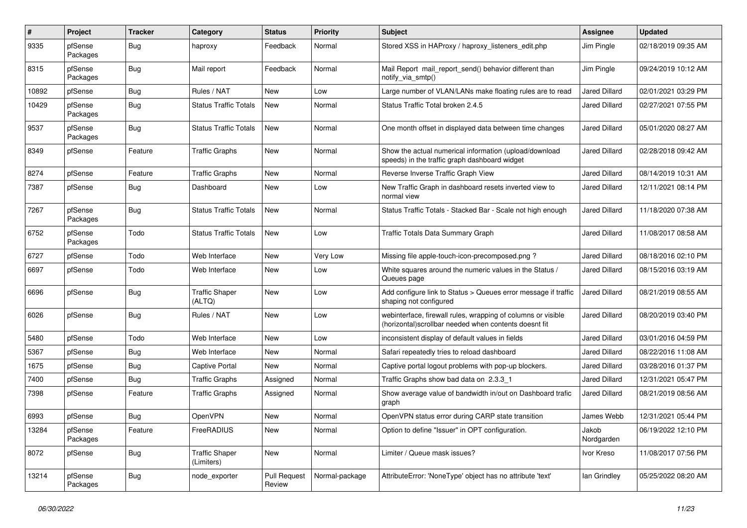| # | Project | Tracker | Category | Status | Priority | Subject | Assignee | Updated |
|---|---|---|---|---|---|---|---|---|
| 9335 | pfSense Packages | Bug | haproxy | Feedback | Normal | Stored XSS in HAProxy / haproxy_listeners_edit.php | Jim Pingle | 02/18/2019 09:35 AM |
| 8315 | pfSense Packages | Bug | Mail report | Feedback | Normal | Mail Report mail_report_send() behavior different than notify_via_smtp() | Jim Pingle | 09/24/2019 10:12 AM |
| 10892 | pfSense | Bug | Rules / NAT | New | Low | Large number of VLAN/LANs make floating rules are to read | Jared Dillard | 02/01/2021 03:29 PM |
| 10429 | pfSense Packages | Bug | Status Traffic Totals | New | Normal | Status Traffic Total broken 2.4.5 | Jared Dillard | 02/27/2021 07:55 PM |
| 9537 | pfSense Packages | Bug | Status Traffic Totals | New | Normal | One month offset in displayed data between time changes | Jared Dillard | 05/01/2020 08:27 AM |
| 8349 | pfSense | Feature | Traffic Graphs | New | Normal | Show the actual numerical information (upload/download speeds) in the traffic graph dashboard widget | Jared Dillard | 02/28/2018 09:42 AM |
| 8274 | pfSense | Feature | Traffic Graphs | New | Normal | Reverse Inverse Traffic Graph View | Jared Dillard | 08/14/2019 10:31 AM |
| 7387 | pfSense | Bug | Dashboard | New | Low | New Traffic Graph in dashboard resets inverted view to normal view | Jared Dillard | 12/11/2021 08:14 PM |
| 7267 | pfSense Packages | Bug | Status Traffic Totals | New | Normal | Status Traffic Totals - Stacked Bar - Scale not high enough | Jared Dillard | 11/18/2020 07:38 AM |
| 6752 | pfSense Packages | Todo | Status Traffic Totals | New | Low | Traffic Totals Data Summary Graph | Jared Dillard | 11/08/2017 08:58 AM |
| 6727 | pfSense | Todo | Web Interface | New | Very Low | Missing file apple-touch-icon-precomposed.png ? | Jared Dillard | 08/18/2016 02:10 PM |
| 6697 | pfSense | Todo | Web Interface | New | Low | White squares around the numeric values in the Status / Queues page | Jared Dillard | 08/15/2016 03:19 AM |
| 6696 | pfSense | Bug | Traffic Shaper (ALTQ) | New | Low | Add configure link to Status > Queues error message if traffic shaping not configured | Jared Dillard | 08/21/2019 08:55 AM |
| 6026 | pfSense | Bug | Rules / NAT | New | Low | webinterface, firewall rules, wrapping of columns or visible (horizontal)scrollbar needed when contents doesnt fit | Jared Dillard | 08/20/2019 03:40 PM |
| 5480 | pfSense | Todo | Web Interface | New | Low | inconsistent display of default values in fields | Jared Dillard | 03/01/2016 04:59 PM |
| 5367 | pfSense | Bug | Web Interface | New | Normal | Safari repeatedly tries to reload dashboard | Jared Dillard | 08/22/2016 11:08 AM |
| 1675 | pfSense | Bug | Captive Portal | New | Normal | Captive portal logout problems with pop-up blockers. | Jared Dillard | 03/28/2016 01:37 PM |
| 7400 | pfSense | Bug | Traffic Graphs | Assigned | Normal | Traffic Graphs show bad data on 2.3.3_1 | Jared Dillard | 12/31/2021 05:47 PM |
| 7398 | pfSense | Feature | Traffic Graphs | Assigned | Normal | Show average value of bandwidth in/out on Dashboard trafic graph | Jared Dillard | 08/21/2019 08:56 AM |
| 6993 | pfSense | Bug | OpenVPN | New | Normal | OpenVPN status error during CARP state transition | James Webb | 12/31/2021 05:44 PM |
| 13284 | pfSense Packages | Feature | FreeRADIUS | New | Normal | Option to define "Issuer" in OPT configuration. | Jakob Nordgarden | 06/19/2022 12:10 PM |
| 8072 | pfSense | Bug | Traffic Shaper (Limiters) | New | Normal | Limiter / Queue mask issues? | Ivor Kreso | 11/08/2017 07:56 PM |
| 13214 | pfSense Packages | Bug | node_exporter | Pull Request Review | Normal-package | AttributeError: 'NoneType' object has no attribute 'text' | Ian Grindley | 05/25/2022 08:20 AM |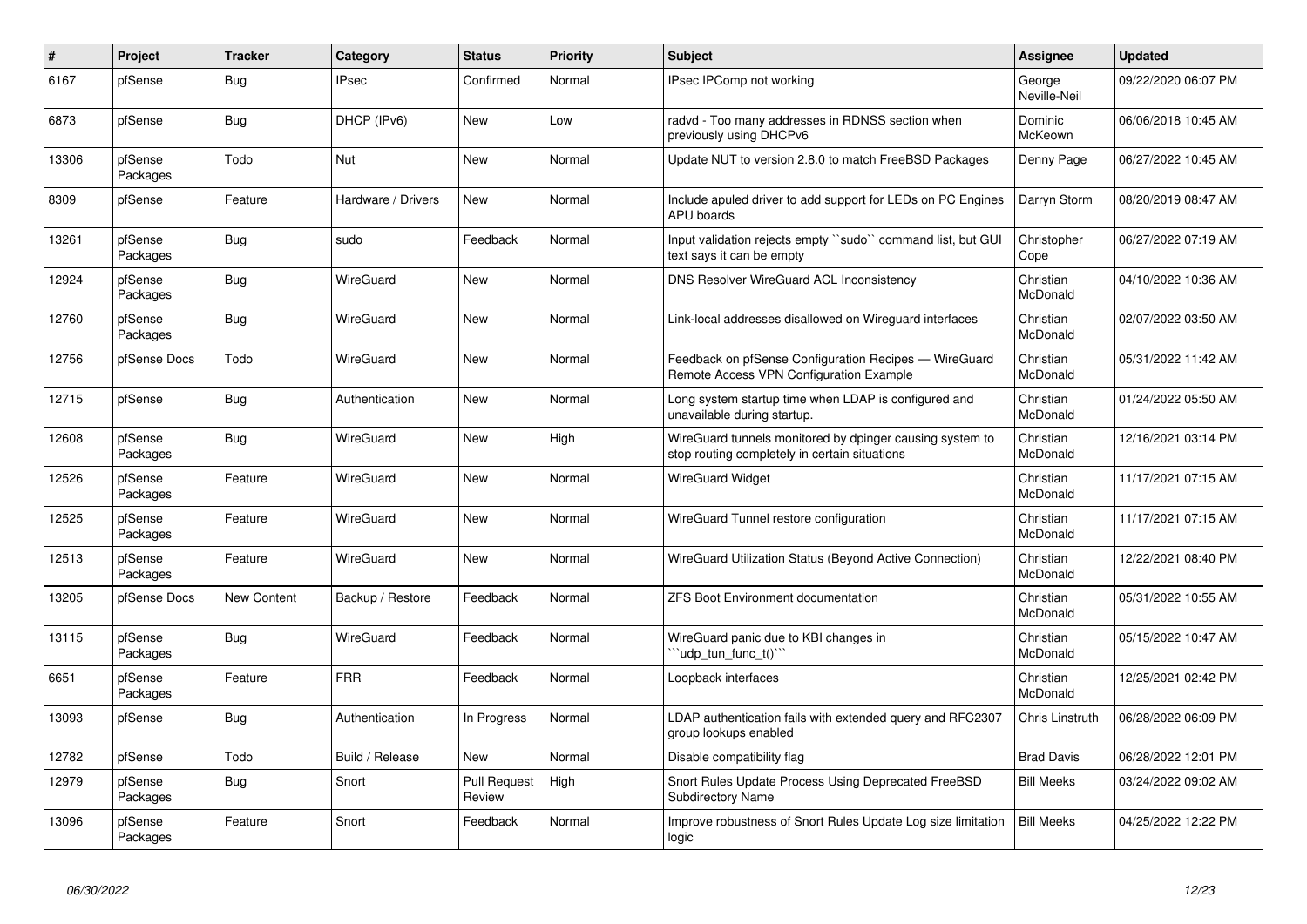| # | Project | Tracker | Category | Status | Priority | Subject | Assignee | Updated |
|---|---|---|---|---|---|---|---|---|
| 6167 | pfSense | Bug | IPsec | Confirmed | Normal | IPsec IPComp not working | George Neville-Neil | 09/22/2020 06:07 PM |
| 6873 | pfSense | Bug | DHCP (IPv6) | New | Low | radvd - Too many addresses in RDNSS section when previously using DHCPv6 | Dominic McKeown | 06/06/2018 10:45 AM |
| 13306 | pfSense Packages | Todo | Nut | New | Normal | Update NUT to version 2.8.0 to match FreeBSD Packages | Denny Page | 06/27/2022 10:45 AM |
| 8309 | pfSense | Feature | Hardware / Drivers | New | Normal | Include apuled driver to add support for LEDs on PC Engines APU boards | Darryn Storm | 08/20/2019 08:47 AM |
| 13261 | pfSense Packages | Bug | sudo | Feedback | Normal | Input validation rejects empty ``sudo`` command list, but GUI text says it can be empty | Christopher Cope | 06/27/2022 07:19 AM |
| 12924 | pfSense Packages | Bug | WireGuard | New | Normal | DNS Resolver WireGuard ACL Inconsistency | Christian McDonald | 04/10/2022 10:36 AM |
| 12760 | pfSense Packages | Bug | WireGuard | New | Normal | Link-local addresses disallowed on Wireguard interfaces | Christian McDonald | 02/07/2022 03:50 AM |
| 12756 | pfSense Docs | Todo | WireGuard | New | Normal | Feedback on pfSense Configuration Recipes — WireGuard Remote Access VPN Configuration Example | Christian McDonald | 05/31/2022 11:42 AM |
| 12715 | pfSense | Bug | Authentication | New | Normal | Long system startup time when LDAP is configured and unavailable during startup. | Christian McDonald | 01/24/2022 05:50 AM |
| 12608 | pfSense Packages | Bug | WireGuard | New | High | WireGuard tunnels monitored by dpinger causing system to stop routing completely in certain situations | Christian McDonald | 12/16/2021 03:14 PM |
| 12526 | pfSense Packages | Feature | WireGuard | New | Normal | WireGuard Widget | Christian McDonald | 11/17/2021 07:15 AM |
| 12525 | pfSense Packages | Feature | WireGuard | New | Normal | WireGuard Tunnel restore configuration | Christian McDonald | 11/17/2021 07:15 AM |
| 12513 | pfSense Packages | Feature | WireGuard | New | Normal | WireGuard Utilization Status (Beyond Active Connection) | Christian McDonald | 12/22/2021 08:40 PM |
| 13205 | pfSense Docs | New Content | Backup / Restore | Feedback | Normal | ZFS Boot Environment documentation | Christian McDonald | 05/31/2022 10:55 AM |
| 13115 | pfSense Packages | Bug | WireGuard | Feedback | Normal | WireGuard panic due to KBI changes in ```udp_tun_func_t()``` | Christian McDonald | 05/15/2022 10:47 AM |
| 6651 | pfSense Packages | Feature | FRR | Feedback | Normal | Loopback interfaces | Christian McDonald | 12/25/2021 02:42 PM |
| 13093 | pfSense | Bug | Authentication | In Progress | Normal | LDAP authentication fails with extended query and RFC2307 group lookups enabled | Chris Linstruth | 06/28/2022 06:09 PM |
| 12782 | pfSense | Todo | Build / Release | New | Normal | Disable compatibility flag | Brad Davis | 06/28/2022 12:01 PM |
| 12979 | pfSense Packages | Bug | Snort | Pull Request Review | High | Snort Rules Update Process Using Deprecated FreeBSD Subdirectory Name | Bill Meeks | 03/24/2022 09:02 AM |
| 13096 | pfSense Packages | Feature | Snort | Feedback | Normal | Improve robustness of Snort Rules Update Log size limitation logic | Bill Meeks | 04/25/2022 12:22 PM |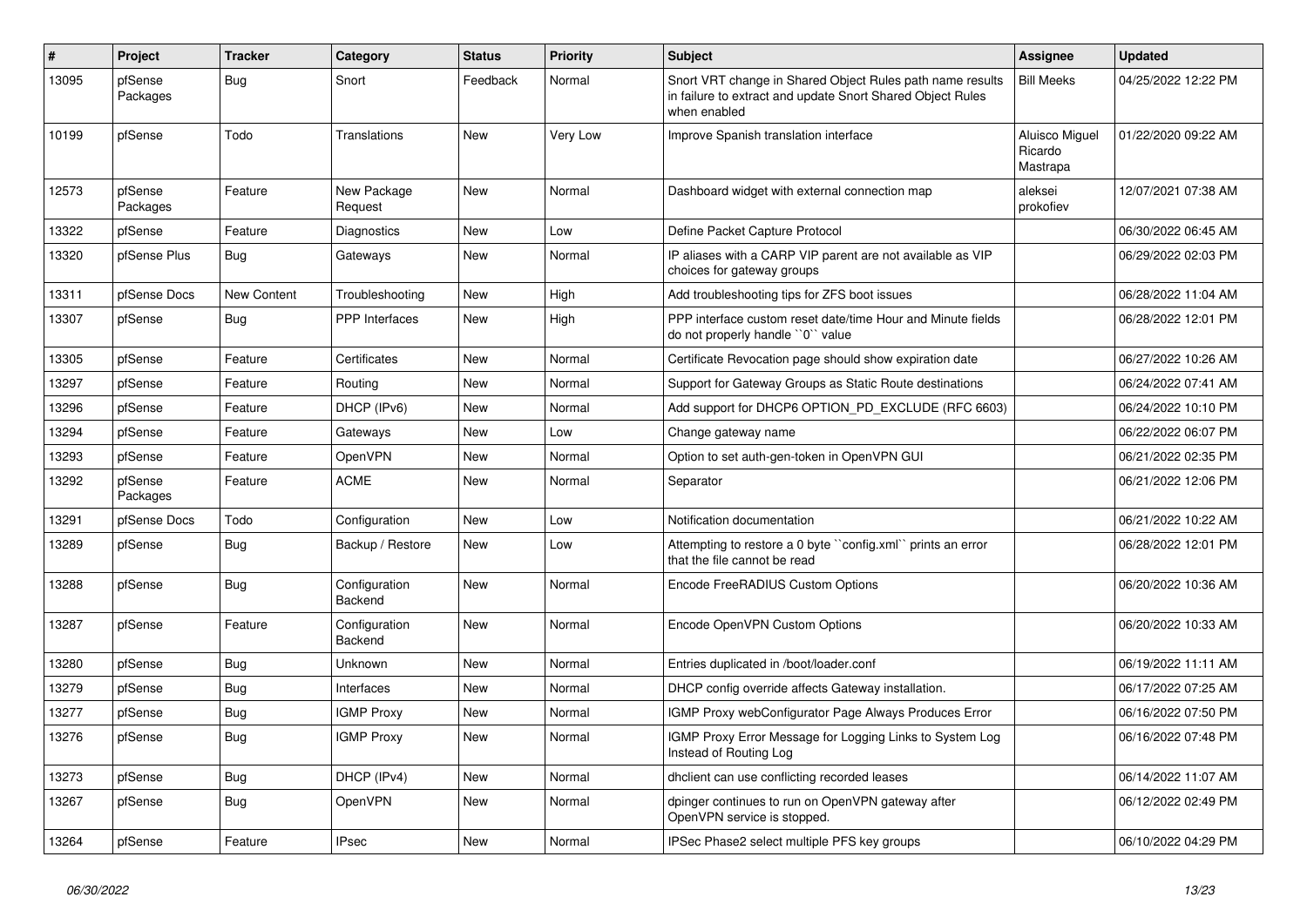| # | Project | Tracker | Category | Status | Priority | Subject | Assignee | Updated |
|---|---|---|---|---|---|---|---|---|
| 13095 | pfSense Packages | Bug | Snort | Feedback | Normal | Snort VRT change in Shared Object Rules path name results in failure to extract and update Snort Shared Object Rules when enabled | Bill Meeks | 04/25/2022 12:22 PM |
| 10199 | pfSense | Todo | Translations | New | Very Low | Improve Spanish translation interface | Aluisco Miguel Ricardo Mastrapa | 01/22/2020 09:22 AM |
| 12573 | pfSense Packages | Feature | New Package Request | New | Normal | Dashboard widget with external connection map | aleksei prokofiev | 12/07/2021 07:38 AM |
| 13322 | pfSense | Feature | Diagnostics | New | Low | Define Packet Capture Protocol | | 06/30/2022 06:45 AM |
| 13320 | pfSense Plus | Bug | Gateways | New | Normal | IP aliases with a CARP VIP parent are not available as VIP choices for gateway groups | | 06/29/2022 02:03 PM |
| 13311 | pfSense Docs | New Content | Troubleshooting | New | High | Add troubleshooting tips for ZFS boot issues | | 06/28/2022 11:04 AM |
| 13307 | pfSense | Bug | PPP Interfaces | New | High | PPP interface custom reset date/time Hour and Minute fields do not properly handle ``0`` value | | 06/28/2022 12:01 PM |
| 13305 | pfSense | Feature | Certificates | New | Normal | Certificate Revocation page should show expiration date | | 06/27/2022 10:26 AM |
| 13297 | pfSense | Feature | Routing | New | Normal | Support for Gateway Groups as Static Route destinations | | 06/24/2022 07:41 AM |
| 13296 | pfSense | Feature | DHCP (IPv6) | New | Normal | Add support for DHCP6 OPTION_PD_EXCLUDE (RFC 6603) | | 06/24/2022 10:10 PM |
| 13294 | pfSense | Feature | Gateways | New | Low | Change gateway name | | 06/22/2022 06:07 PM |
| 13293 | pfSense | Feature | OpenVPN | New | Normal | Option to set auth-gen-token in OpenVPN GUI | | 06/21/2022 02:35 PM |
| 13292 | pfSense Packages | Feature | ACME | New | Normal | Separator | | 06/21/2022 12:06 PM |
| 13291 | pfSense Docs | Todo | Configuration | New | Low | Notification documentation | | 06/21/2022 10:22 AM |
| 13289 | pfSense | Bug | Backup / Restore | New | Low | Attempting to restore a 0 byte ``config.xml`` prints an error that the file cannot be read | | 06/28/2022 12:01 PM |
| 13288 | pfSense | Bug | Configuration Backend | New | Normal | Encode FreeRADIUS Custom Options | | 06/20/2022 10:36 AM |
| 13287 | pfSense | Feature | Configuration Backend | New | Normal | Encode OpenVPN Custom Options | | 06/20/2022 10:33 AM |
| 13280 | pfSense | Bug | Unknown | New | Normal | Entries duplicated in /boot/loader.conf | | 06/19/2022 11:11 AM |
| 13279 | pfSense | Bug | Interfaces | New | Normal | DHCP config override affects Gateway installation. | | 06/17/2022 07:25 AM |
| 13277 | pfSense | Bug | IGMP Proxy | New | Normal | IGMP Proxy webConfigurator Page Always Produces Error | | 06/16/2022 07:50 PM |
| 13276 | pfSense | Bug | IGMP Proxy | New | Normal | IGMP Proxy Error Message for Logging Links to System Log Instead of Routing Log | | 06/16/2022 07:48 PM |
| 13273 | pfSense | Bug | DHCP (IPv4) | New | Normal | dhclient can use conflicting recorded leases | | 06/14/2022 11:07 AM |
| 13267 | pfSense | Bug | OpenVPN | New | Normal | dpinger continues to run on OpenVPN gateway after OpenVPN service is stopped. | | 06/12/2022 02:49 PM |
| 13264 | pfSense | Feature | IPsec | New | Normal | IPSec Phase2 select multiple PFS key groups | | 06/10/2022 04:29 PM |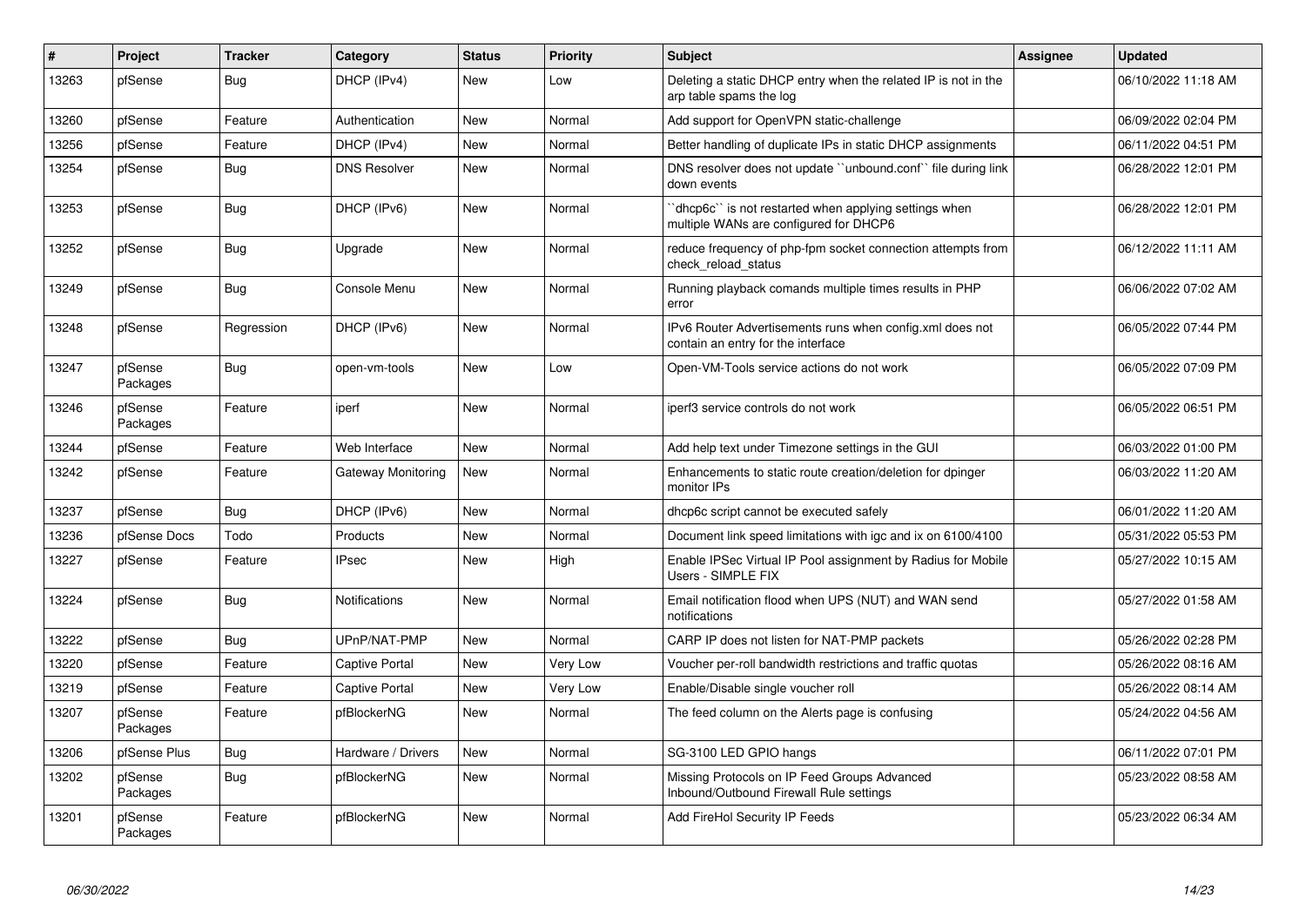| # | Project | Tracker | Category | Status | Priority | Subject | Assignee | Updated |
| --- | --- | --- | --- | --- | --- | --- | --- | --- |
| 13263 | pfSense | Bug | DHCP (IPv4) | New | Low | Deleting a static DHCP entry when the related IP is not in the arp table spams the log | | 06/10/2022 11:18 AM |
| 13260 | pfSense | Feature | Authentication | New | Normal | Add support for OpenVPN static-challenge | | 06/09/2022 02:04 PM |
| 13256 | pfSense | Feature | DHCP (IPv4) | New | Normal | Better handling of duplicate IPs in static DHCP assignments | | 06/11/2022 04:51 PM |
| 13254 | pfSense | Bug | DNS Resolver | New | Normal | DNS resolver does not update ``unbound.conf`` file during link down events | | 06/28/2022 12:01 PM |
| 13253 | pfSense | Bug | DHCP (IPv6) | New | Normal | ``dhcp6c`` is not restarted when applying settings when multiple WANs are configured for DHCP6 | | 06/28/2022 12:01 PM |
| 13252 | pfSense | Bug | Upgrade | New | Normal | reduce frequency of php-fpm socket connection attempts from check_reload_status | | 06/12/2022 11:11 AM |
| 13249 | pfSense | Bug | Console Menu | New | Normal | Running playback comands multiple times results in PHP error | | 06/06/2022 07:02 AM |
| 13248 | pfSense | Regression | DHCP (IPv6) | New | Normal | IPv6 Router Advertisements runs when config.xml does not contain an entry for the interface | | 06/05/2022 07:44 PM |
| 13247 | pfSense Packages | Bug | open-vm-tools | New | Low | Open-VM-Tools service actions do not work | | 06/05/2022 07:09 PM |
| 13246 | pfSense Packages | Feature | iperf | New | Normal | iperf3 service controls do not work | | 06/05/2022 06:51 PM |
| 13244 | pfSense | Feature | Web Interface | New | Normal | Add help text under Timezone settings in the GUI | | 06/03/2022 01:00 PM |
| 13242 | pfSense | Feature | Gateway Monitoring | New | Normal | Enhancements to static route creation/deletion for dpinger monitor IPs | | 06/03/2022 11:20 AM |
| 13237 | pfSense | Bug | DHCP (IPv6) | New | Normal | dhcp6c script cannot be executed safely | | 06/01/2022 11:20 AM |
| 13236 | pfSense Docs | Todo | Products | New | Normal | Document link speed limitations with igc and ix on 6100/4100 | | 05/31/2022 05:53 PM |
| 13227 | pfSense | Feature | IPsec | New | High | Enable IPSec Virtual IP Pool assignment by Radius for Mobile Users - SIMPLE FIX | | 05/27/2022 10:15 AM |
| 13224 | pfSense | Bug | Notifications | New | Normal | Email notification flood when UPS (NUT) and WAN send notifications | | 05/27/2022 01:58 AM |
| 13222 | pfSense | Bug | UPnP/NAT-PMP | New | Normal | CARP IP does not listen for NAT-PMP packets | | 05/26/2022 02:28 PM |
| 13220 | pfSense | Feature | Captive Portal | New | Very Low | Voucher per-roll bandwidth restrictions and traffic quotas | | 05/26/2022 08:16 AM |
| 13219 | pfSense | Feature | Captive Portal | New | Very Low | Enable/Disable single voucher roll | | 05/26/2022 08:14 AM |
| 13207 | pfSense Packages | Feature | pfBlockerNG | New | Normal | The feed column on the Alerts page is confusing | | 05/24/2022 04:56 AM |
| 13206 | pfSense Plus | Bug | Hardware / Drivers | New | Normal | SG-3100 LED GPIO hangs | | 06/11/2022 07:01 PM |
| 13202 | pfSense Packages | Bug | pfBlockerNG | New | Normal | Missing Protocols on IP Feed Groups Advanced Inbound/Outbound Firewall Rule settings | | 05/23/2022 08:58 AM |
| 13201 | pfSense Packages | Feature | pfBlockerNG | New | Normal | Add FireHol Security IP Feeds | | 05/23/2022 06:34 AM |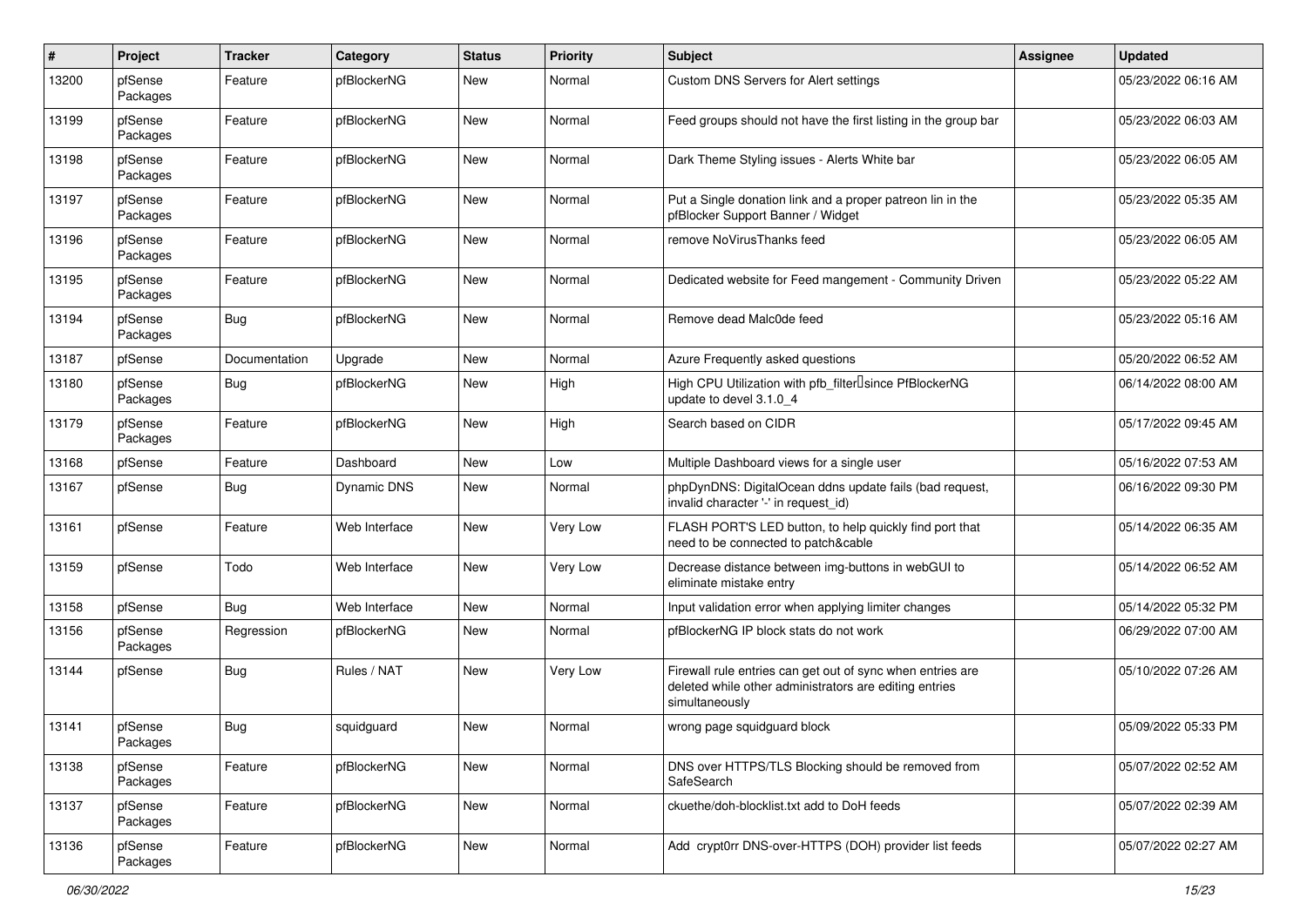| # | Project | Tracker | Category | Status | Priority | Subject | Assignee | Updated |
|---|---|---|---|---|---|---|---|---|
| 13200 | pfSense Packages | Feature | pfBlockerNG | New | Normal | Custom DNS Servers for Alert settings | | 05/23/2022 06:16 AM |
| 13199 | pfSense Packages | Feature | pfBlockerNG | New | Normal | Feed groups should not have the first listing in the group bar | | 05/23/2022 06:03 AM |
| 13198 | pfSense Packages | Feature | pfBlockerNG | New | Normal | Dark Theme Styling issues - Alerts White bar | | 05/23/2022 06:05 AM |
| 13197 | pfSense Packages | Feature | pfBlockerNG | New | Normal | Put a Single donation link and a proper patreon lin in the pfBlocker Support Banner / Widget | | 05/23/2022 05:35 AM |
| 13196 | pfSense Packages | Feature | pfBlockerNG | New | Normal | remove NoVirusThanks feed | | 05/23/2022 06:05 AM |
| 13195 | pfSense Packages | Feature | pfBlockerNG | New | Normal | Dedicated website for Feed mangement - Community Driven | | 05/23/2022 05:22 AM |
| 13194 | pfSense Packages | Bug | pfBlockerNG | New | Normal | Remove dead Malc0de feed | | 05/23/2022 05:16 AM |
| 13187 | pfSense | Documentation | Upgrade | New | Normal | Azure Frequently asked questions | | 05/20/2022 06:52 AM |
| 13180 | pfSense Packages | Bug | pfBlockerNG | New | High | High CPU Utilization with pfb_filter since PfBlockerNG update to devel 3.1.0_4 | | 06/14/2022 08:00 AM |
| 13179 | pfSense Packages | Feature | pfBlockerNG | New | High | Search based on CIDR | | 05/17/2022 09:45 AM |
| 13168 | pfSense | Feature | Dashboard | New | Low | Multiple Dashboard views for a single user | | 05/16/2022 07:53 AM |
| 13167 | pfSense | Bug | Dynamic DNS | New | Normal | phpDynDNS: DigitalOcean ddns update fails (bad request, invalid character '-' in request_id) | | 06/16/2022 09:30 PM |
| 13161 | pfSense | Feature | Web Interface | New | Very Low | FLASH PORT'S LED button, to help quickly find port that need to be connected to patch&cable | | 05/14/2022 06:35 AM |
| 13159 | pfSense | Todo | Web Interface | New | Very Low | Decrease distance between img-buttons in webGUI to eliminate mistake entry | | 05/14/2022 06:52 AM |
| 13158 | pfSense | Bug | Web Interface | New | Normal | Input validation error when applying limiter changes | | 05/14/2022 05:32 PM |
| 13156 | pfSense Packages | Regression | pfBlockerNG | New | Normal | pfBlockerNG IP block stats do not work | | 06/29/2022 07:00 AM |
| 13144 | pfSense | Bug | Rules / NAT | New | Very Low | Firewall rule entries can get out of sync when entries are deleted while other administrators are editing entries simultaneously | | 05/10/2022 07:26 AM |
| 13141 | pfSense Packages | Bug | squidguard | New | Normal | wrong page squidguard block | | 05/09/2022 05:33 PM |
| 13138 | pfSense Packages | Feature | pfBlockerNG | New | Normal | DNS over HTTPS/TLS Blocking should be removed from SafeSearch | | 05/07/2022 02:52 AM |
| 13137 | pfSense Packages | Feature | pfBlockerNG | New | Normal | ckuethe/doh-blocklist.txt add to DoH feeds | | 05/07/2022 02:39 AM |
| 13136 | pfSense Packages | Feature | pfBlockerNG | New | Normal | Add crypt0rr DNS-over-HTTPS (DOH) provider list feeds | | 05/07/2022 02:27 AM |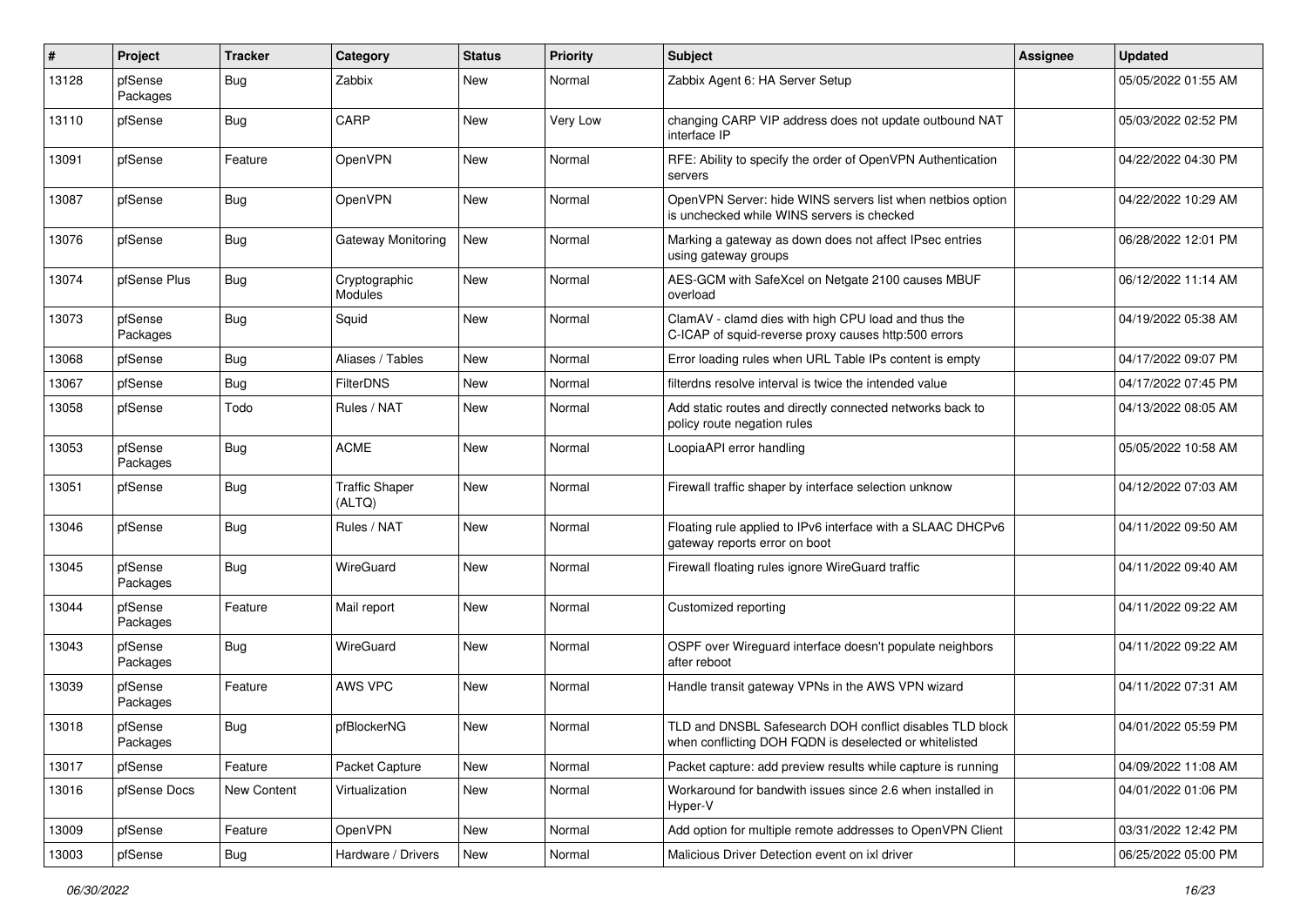| # | Project | Tracker | Category | Status | Priority | Subject | Assignee | Updated |
|---|---|---|---|---|---|---|---|---|
| 13128 | pfSense Packages | Bug | Zabbix | New | Normal | Zabbix Agent 6: HA Server Setup | | 05/05/2022 01:55 AM |
| 13110 | pfSense | Bug | CARP | New | Very Low | changing CARP VIP address does not update outbound NAT interface IP | | 05/03/2022 02:52 PM |
| 13091 | pfSense | Feature | OpenVPN | New | Normal | RFE: Ability to specify the order of OpenVPN Authentication servers | | 04/22/2022 04:30 PM |
| 13087 | pfSense | Bug | OpenVPN | New | Normal | OpenVPN Server: hide WINS servers list when netbios option is unchecked while WINS servers is checked | | 04/22/2022 10:29 AM |
| 13076 | pfSense | Bug | Gateway Monitoring | New | Normal | Marking a gateway as down does not affect IPsec entries using gateway groups | | 06/28/2022 12:01 PM |
| 13074 | pfSense Plus | Bug | Cryptographic Modules | New | Normal | AES-GCM with SafeXcel on Netgate 2100 causes MBUF overload | | 06/12/2022 11:14 AM |
| 13073 | pfSense Packages | Bug | Squid | New | Normal | ClamAV - clamd dies with high CPU load and thus the C-ICAP of squid-reverse proxy causes http:500 errors | | 04/19/2022 05:38 AM |
| 13068 | pfSense | Bug | Aliases / Tables | New | Normal | Error loading rules when URL Table IPs content is empty | | 04/17/2022 09:07 PM |
| 13067 | pfSense | Bug | FilterDNS | New | Normal | filterdns resolve interval is twice the intended value | | 04/17/2022 07:45 PM |
| 13058 | pfSense | Todo | Rules / NAT | New | Normal | Add static routes and directly connected networks back to policy route negation rules | | 04/13/2022 08:05 AM |
| 13053 | pfSense Packages | Bug | ACME | New | Normal | LoopiaAPI error handling | | 05/05/2022 10:58 AM |
| 13051 | pfSense | Bug | Traffic Shaper (ALTQ) | New | Normal | Firewall traffic shaper by interface selection unknow | | 04/12/2022 07:03 AM |
| 13046 | pfSense | Bug | Rules / NAT | New | Normal | Floating rule applied to IPv6 interface with a SLAAC DHCPv6 gateway reports error on boot | | 04/11/2022 09:50 AM |
| 13045 | pfSense Packages | Bug | WireGuard | New | Normal | Firewall floating rules ignore WireGuard traffic | | 04/11/2022 09:40 AM |
| 13044 | pfSense Packages | Feature | Mail report | New | Normal | Customized reporting | | 04/11/2022 09:22 AM |
| 13043 | pfSense Packages | Bug | WireGuard | New | Normal | OSPF over Wireguard interface doesn't populate neighbors after reboot | | 04/11/2022 09:22 AM |
| 13039 | pfSense Packages | Feature | AWS VPC | New | Normal | Handle transit gateway VPNs in the AWS VPN wizard | | 04/11/2022 07:31 AM |
| 13018 | pfSense Packages | Bug | pfBlockerNG | New | Normal | TLD and DNSBL Safesearch DOH conflict disables TLD block when conflicting DOH FQDN is deselected or whitelisted | | 04/01/2022 05:59 PM |
| 13017 | pfSense | Feature | Packet Capture | New | Normal | Packet capture: add preview results while capture is running | | 04/09/2022 11:08 AM |
| 13016 | pfSense Docs | New Content | Virtualization | New | Normal | Workaround for bandwith issues since 2.6 when installed in Hyper-V | | 04/01/2022 01:06 PM |
| 13009 | pfSense | Feature | OpenVPN | New | Normal | Add option for multiple remote addresses to OpenVPN Client | | 03/31/2022 12:42 PM |
| 13003 | pfSense | Bug | Hardware / Drivers | New | Normal | Malicious Driver Detection event on ixl driver | | 06/25/2022 05:00 PM |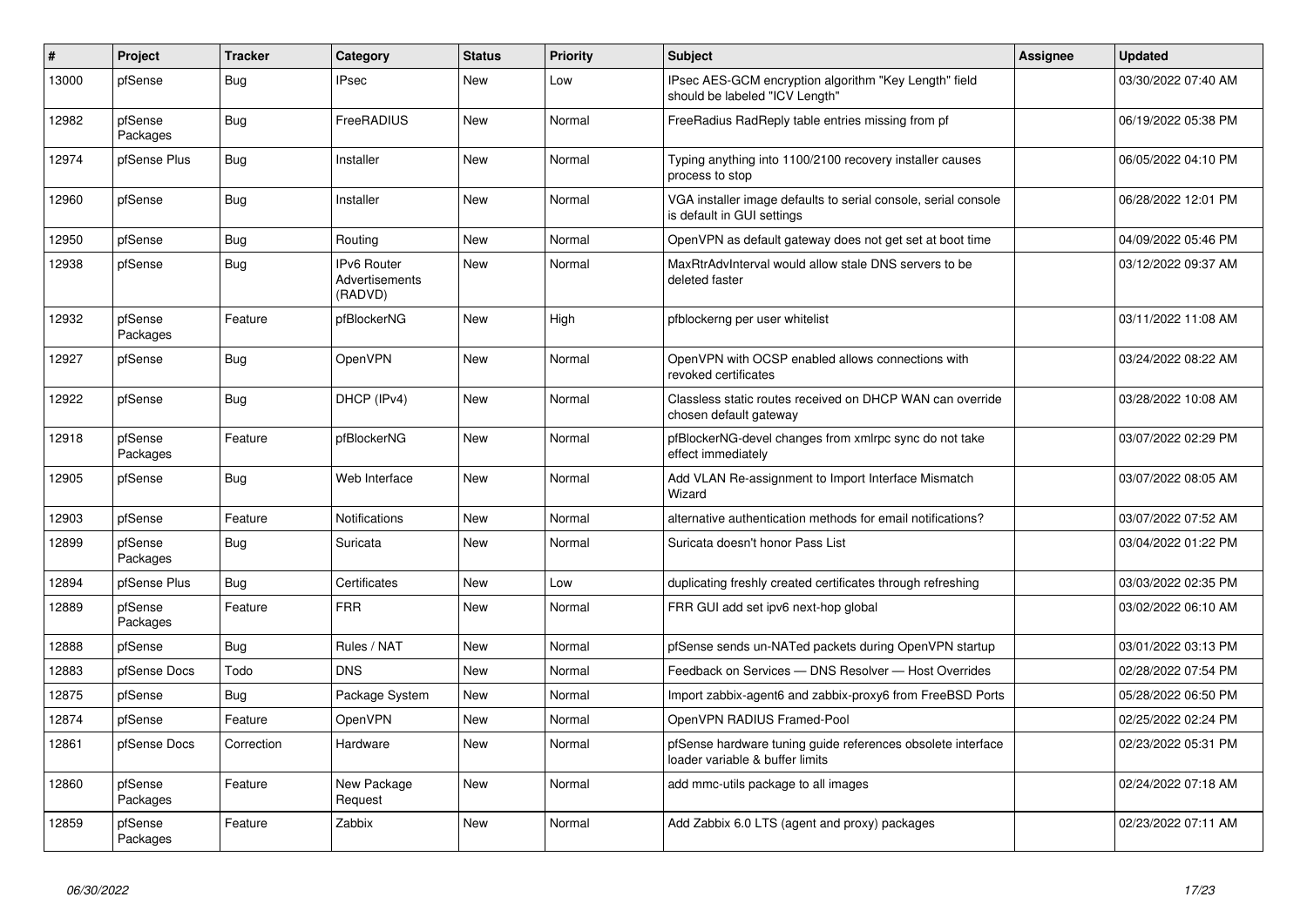| # | Project | Tracker | Category | Status | Priority | Subject | Assignee | Updated |
|---|---|---|---|---|---|---|---|---|
| 13000 | pfSense | Bug | IPsec | New | Low | IPsec AES-GCM encryption algorithm "Key Length" field should be labeled "ICV Length" | | 03/30/2022 07:40 AM |
| 12982 | pfSense Packages | Bug | FreeRADIUS | New | Normal | FreeRadius RadReply table entries missing from pf | | 06/19/2022 05:38 PM |
| 12974 | pfSense Plus | Bug | Installer | New | Normal | Typing anything into 1100/2100 recovery installer causes process to stop | | 06/05/2022 04:10 PM |
| 12960 | pfSense | Bug | Installer | New | Normal | VGA installer image defaults to serial console, serial console is default in GUI settings | | 06/28/2022 12:01 PM |
| 12950 | pfSense | Bug | Routing | New | Normal | OpenVPN as default gateway does not get set at boot time | | 04/09/2022 05:46 PM |
| 12938 | pfSense | Bug | IPv6 Router Advertisements (RADVD) | New | Normal | MaxRtrAdvInterval would allow stale DNS servers to be deleted faster | | 03/12/2022 09:37 AM |
| 12932 | pfSense Packages | Feature | pfBlockerNG | New | High | pfblockerng per user whitelist | | 03/11/2022 11:08 AM |
| 12927 | pfSense | Bug | OpenVPN | New | Normal | OpenVPN with OCSP enabled allows connections with revoked certificates | | 03/24/2022 08:22 AM |
| 12922 | pfSense | Bug | DHCP (IPv4) | New | Normal | Classless static routes received on DHCP WAN can override chosen default gateway | | 03/28/2022 10:08 AM |
| 12918 | pfSense Packages | Feature | pfBlockerNG | New | Normal | pfBlockerNG-devel changes from xmlrpc sync do not take effect immediately | | 03/07/2022 02:29 PM |
| 12905 | pfSense | Bug | Web Interface | New | Normal | Add VLAN Re-assignment to Import Interface Mismatch Wizard | | 03/07/2022 08:05 AM |
| 12903 | pfSense | Feature | Notifications | New | Normal | alternative authentication methods for email notifications? | | 03/07/2022 07:52 AM |
| 12899 | pfSense Packages | Bug | Suricata | New | Normal | Suricata doesn't honor Pass List | | 03/04/2022 01:22 PM |
| 12894 | pfSense Plus | Bug | Certificates | New | Low | duplicating freshly created certificates through refreshing | | 03/03/2022 02:35 PM |
| 12889 | pfSense Packages | Feature | FRR | New | Normal | FRR GUI add set ipv6 next-hop global | | 03/02/2022 06:10 AM |
| 12888 | pfSense | Bug | Rules / NAT | New | Normal | pfSense sends un-NATed packets during OpenVPN startup | | 03/01/2022 03:13 PM |
| 12883 | pfSense Docs | Todo | DNS | New | Normal | Feedback on Services — DNS Resolver — Host Overrides | | 02/28/2022 07:54 PM |
| 12875 | pfSense | Bug | Package System | New | Normal | Import zabbix-agent6 and zabbix-proxy6 from FreeBSD Ports | | 05/28/2022 06:50 PM |
| 12874 | pfSense | Feature | OpenVPN | New | Normal | OpenVPN RADIUS Framed-Pool | | 02/25/2022 02:24 PM |
| 12861 | pfSense Docs | Correction | Hardware | New | Normal | pfSense hardware tuning guide references obsolete interface loader variable & buffer limits | | 02/23/2022 05:31 PM |
| 12860 | pfSense Packages | Feature | New Package Request | New | Normal | add mmc-utils package to all images | | 02/24/2022 07:18 AM |
| 12859 | pfSense Packages | Feature | Zabbix | New | Normal | Add Zabbix 6.0 LTS (agent and proxy) packages | | 02/23/2022 07:11 AM |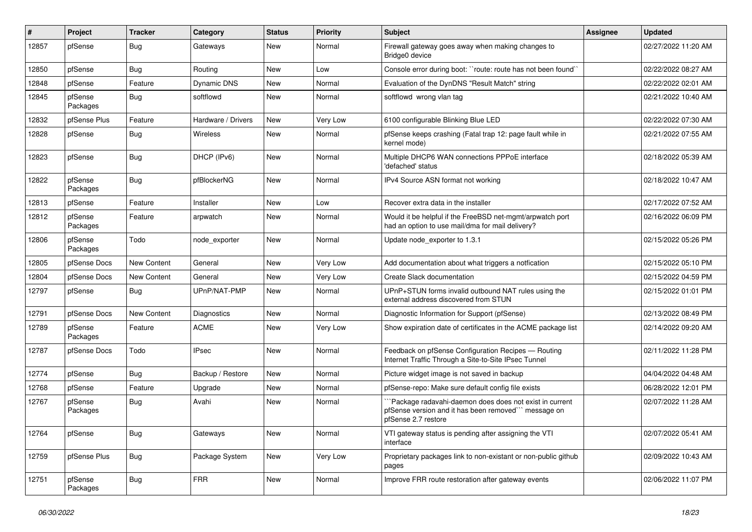| # | Project | Tracker | Category | Status | Priority | Subject | Assignee | Updated |
|---|---|---|---|---|---|---|---|---|
| 12857 | pfSense | Bug | Gateways | New | Normal | Firewall gateway goes away when making changes to Bridge0 device | | 02/27/2022 11:20 AM |
| 12850 | pfSense | Bug | Routing | New | Low | Console error during boot: ``route: route has not been found`` | | 02/22/2022 08:27 AM |
| 12848 | pfSense | Feature | Dynamic DNS | New | Normal | Evaluation of the DynDNS "Result Match" string | | 02/22/2022 02:01 AM |
| 12845 | pfSense Packages | Bug | softflowd | New | Normal | softflowd wrong vlan tag | | 02/21/2022 10:40 AM |
| 12832 | pfSense Plus | Feature | Hardware / Drivers | New | Very Low | 6100 configurable Blinking Blue LED | | 02/22/2022 07:30 AM |
| 12828 | pfSense | Bug | Wireless | New | Normal | pfSense keeps crashing (Fatal trap 12: page fault while in kernel mode) | | 02/21/2022 07:55 AM |
| 12823 | pfSense | Bug | DHCP (IPv6) | New | Normal | Multiple DHCP6 WAN connections PPPoE interface 'defached' status | | 02/18/2022 05:39 AM |
| 12822 | pfSense Packages | Bug | pfBlockerNG | New | Normal | IPv4 Source ASN format not working | | 02/18/2022 10:47 AM |
| 12813 | pfSense | Feature | Installer | New | Low | Recover extra data in the installer | | 02/17/2022 07:52 AM |
| 12812 | pfSense Packages | Feature | arpwatch | New | Normal | Would it be helpful if the FreeBSD net-mgmt/arpwatch port had an option to use mail/dma for mail delivery? | | 02/16/2022 06:09 PM |
| 12806 | pfSense Packages | Todo | node_exporter | New | Normal | Update node_exporter to 1.3.1 | | 02/15/2022 05:26 PM |
| 12805 | pfSense Docs | New Content | General | New | Very Low | Add documentation about what triggers a notfication | | 02/15/2022 05:10 PM |
| 12804 | pfSense Docs | New Content | General | New | Very Low | Create Slack documentation | | 02/15/2022 04:59 PM |
| 12797 | pfSense | Bug | UPnP/NAT-PMP | New | Normal | UPnP+STUN forms invalid outbound NAT rules using the external address discovered from STUN | | 02/15/2022 01:01 PM |
| 12791 | pfSense Docs | New Content | Diagnostics | New | Normal | Diagnostic Information for Support (pfSense) | | 02/13/2022 08:49 PM |
| 12789 | pfSense Packages | Feature | ACME | New | Very Low | Show expiration date of certificates in the ACME package list | | 02/14/2022 09:20 AM |
| 12787 | pfSense Docs | Todo | IPsec | New | Normal | Feedback on pfSense Configuration Recipes — Routing Internet Traffic Through a Site-to-Site IPsec Tunnel | | 02/11/2022 11:28 PM |
| 12774 | pfSense | Bug | Backup / Restore | New | Normal | Picture widget image is not saved in backup | | 04/04/2022 04:48 AM |
| 12768 | pfSense | Feature | Upgrade | New | Normal | pfSense-repo: Make sure default config file exists | | 06/28/2022 12:01 PM |
| 12767 | pfSense Packages | Bug | Avahi | New | Normal | ```Package radavahi-daemon does does not exist in current pfSense version and it has been removed``` message on pfSense 2.7 restore | | 02/07/2022 11:28 AM |
| 12764 | pfSense | Bug | Gateways | New | Normal | VTI gateway status is pending after assigning the VTI interface | | 02/07/2022 05:41 AM |
| 12759 | pfSense Plus | Bug | Package System | New | Very Low | Proprietary packages link to non-existant or non-public github pages | | 02/09/2022 10:43 AM |
| 12751 | pfSense Packages | Bug | FRR | New | Normal | Improve FRR route restoration after gateway events | | 02/06/2022 11:07 PM |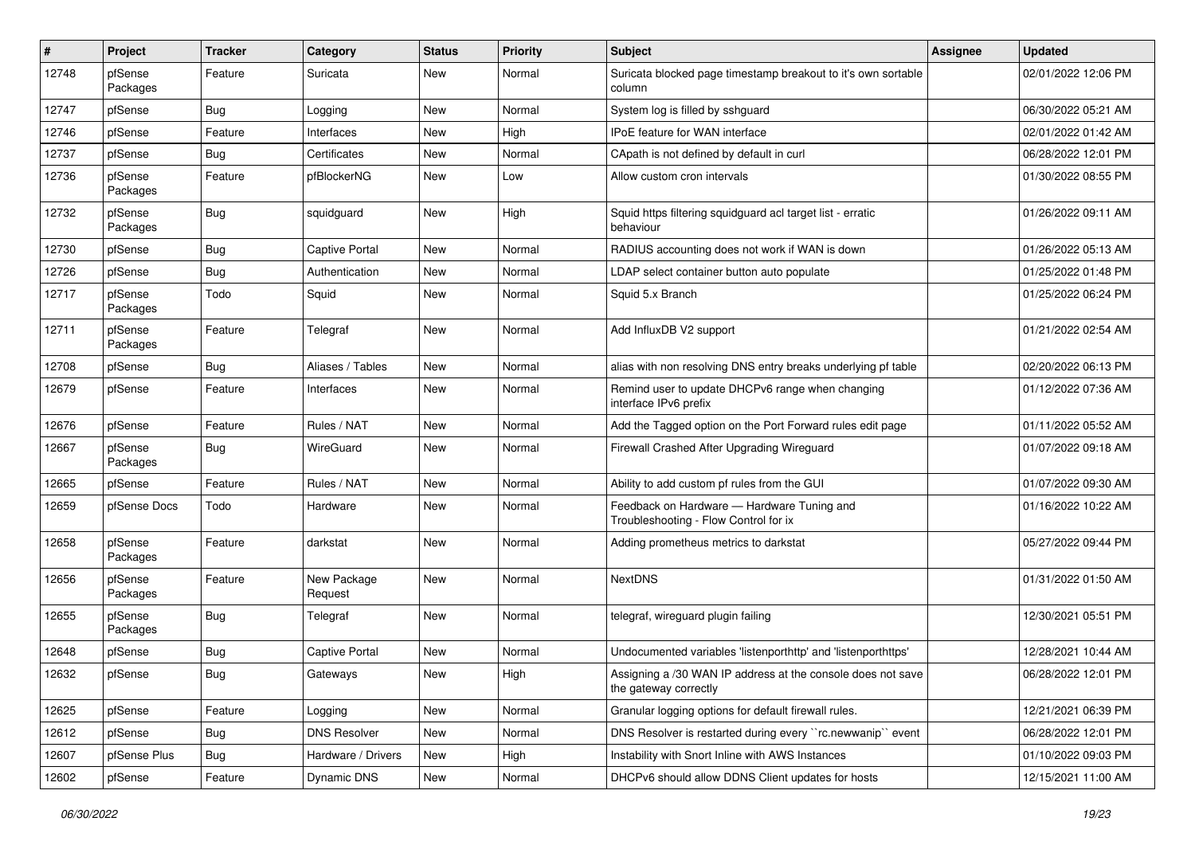| # | Project | Tracker | Category | Status | Priority | Subject | Assignee | Updated |
|---|---|---|---|---|---|---|---|---|
| 12748 | pfSense Packages | Feature | Suricata | New | Normal | Suricata blocked page timestamp breakout to it's own sortable column | | 02/01/2022 12:06 PM |
| 12747 | pfSense | Bug | Logging | New | Normal | System log is filled by sshguard | | 06/30/2022 05:21 AM |
| 12746 | pfSense | Feature | Interfaces | New | High | IPoE feature for WAN interface | | 02/01/2022 01:42 AM |
| 12737 | pfSense | Bug | Certificates | New | Normal | CApath is not defined by default in curl | | 06/28/2022 12:01 PM |
| 12736 | pfSense Packages | Feature | pfBlockerNG | New | Low | Allow custom cron intervals | | 01/30/2022 08:55 PM |
| 12732 | pfSense Packages | Bug | squidguard | New | High | Squid https filtering squidguard acl target list - erratic behaviour | | 01/26/2022 09:11 AM |
| 12730 | pfSense | Bug | Captive Portal | New | Normal | RADIUS accounting does not work if WAN is down | | 01/26/2022 05:13 AM |
| 12726 | pfSense | Bug | Authentication | New | Normal | LDAP select container button auto populate | | 01/25/2022 01:48 PM |
| 12717 | pfSense Packages | Todo | Squid | New | Normal | Squid 5.x Branch | | 01/25/2022 06:24 PM |
| 12711 | pfSense Packages | Feature | Telegraf | New | Normal | Add InfluxDB V2 support | | 01/21/2022 02:54 AM |
| 12708 | pfSense | Bug | Aliases / Tables | New | Normal | alias with non resolving DNS entry breaks underlying pf table | | 02/20/2022 06:13 PM |
| 12679 | pfSense | Feature | Interfaces | New | Normal | Remind user to update DHCPv6 range when changing interface IPv6 prefix | | 01/12/2022 07:36 AM |
| 12676 | pfSense | Feature | Rules / NAT | New | Normal | Add the Tagged option on the Port Forward rules edit page | | 01/11/2022 05:52 AM |
| 12667 | pfSense Packages | Bug | WireGuard | New | Normal | Firewall Crashed After Upgrading Wireguard | | 01/07/2022 09:18 AM |
| 12665 | pfSense | Feature | Rules / NAT | New | Normal | Ability to add custom pf rules from the GUI | | 01/07/2022 09:30 AM |
| 12659 | pfSense Docs | Todo | Hardware | New | Normal | Feedback on Hardware — Hardware Tuning and Troubleshooting - Flow Control for ix | | 01/16/2022 10:22 AM |
| 12658 | pfSense Packages | Feature | darkstat | New | Normal | Adding prometheus metrics to darkstat | | 05/27/2022 09:44 PM |
| 12656 | pfSense Packages | Feature | New Package Request | New | Normal | NextDNS | | 01/31/2022 01:50 AM |
| 12655 | pfSense Packages | Bug | Telegraf | New | Normal | telegraf, wireguard plugin failing | | 12/30/2021 05:51 PM |
| 12648 | pfSense | Bug | Captive Portal | New | Normal | Undocumented variables 'listenporthttp' and 'listenporthttps' | | 12/28/2021 10:44 AM |
| 12632 | pfSense | Bug | Gateways | New | High | Assigning a /30 WAN IP address at the console does not save the gateway correctly | | 06/28/2022 12:01 PM |
| 12625 | pfSense | Feature | Logging | New | Normal | Granular logging options for default firewall rules. | | 12/21/2021 06:39 PM |
| 12612 | pfSense | Bug | DNS Resolver | New | Normal | DNS Resolver is restarted during every ``rc.newwanip`` event | | 06/28/2022 12:01 PM |
| 12607 | pfSense Plus | Bug | Hardware / Drivers | New | High | Instability with Snort Inline with AWS Instances | | 01/10/2022 09:03 PM |
| 12602 | pfSense | Feature | Dynamic DNS | New | Normal | DHCPv6 should allow DDNS Client updates for hosts | | 12/15/2021 11:00 AM |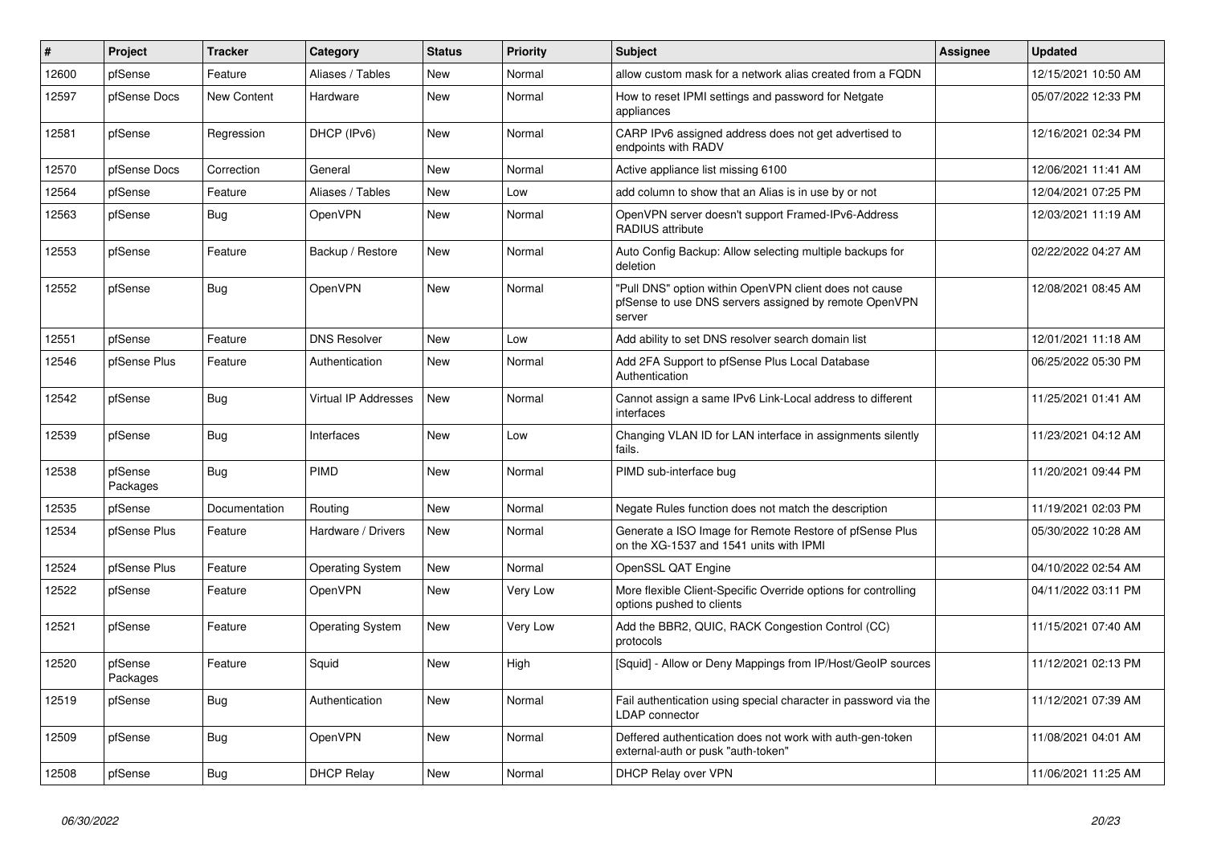| # | Project | Tracker | Category | Status | Priority | Subject | Assignee | Updated |
|---|---|---|---|---|---|---|---|---|
| 12600 | pfSense | Feature | Aliases / Tables | New | Normal | allow custom mask for a network alias created from a FQDN | | 12/15/2021 10:50 AM |
| 12597 | pfSense Docs | New Content | Hardware | New | Normal | How to reset IPMI settings and password for Netgate appliances | | 05/07/2022 12:33 PM |
| 12581 | pfSense | Regression | DHCP (IPv6) | New | Normal | CARP IPv6 assigned address does not get advertised to endpoints with RADV | | 12/16/2021 02:34 PM |
| 12570 | pfSense Docs | Correction | General | New | Normal | Active appliance list missing 6100 | | 12/06/2021 11:41 AM |
| 12564 | pfSense | Feature | Aliases / Tables | New | Low | add column to show that an Alias is in use by or not | | 12/04/2021 07:25 PM |
| 12563 | pfSense | Bug | OpenVPN | New | Normal | OpenVPN server doesn't support Framed-IPv6-Address RADIUS attribute | | 12/03/2021 11:19 AM |
| 12553 | pfSense | Feature | Backup / Restore | New | Normal | Auto Config Backup: Allow selecting multiple backups for deletion | | 02/22/2022 04:27 AM |
| 12552 | pfSense | Bug | OpenVPN | New | Normal | "Pull DNS" option within OpenVPN client does not cause pfSense to use DNS servers assigned by remote OpenVPN server | | 12/08/2021 08:45 AM |
| 12551 | pfSense | Feature | DNS Resolver | New | Low | Add ability to set DNS resolver search domain list | | 12/01/2021 11:18 AM |
| 12546 | pfSense Plus | Feature | Authentication | New | Normal | Add 2FA Support to pfSense Plus Local Database Authentication | | 06/25/2022 05:30 PM |
| 12542 | pfSense | Bug | Virtual IP Addresses | New | Normal | Cannot assign a same IPv6 Link-Local address to different interfaces | | 11/25/2021 01:41 AM |
| 12539 | pfSense | Bug | Interfaces | New | Low | Changing VLAN ID for LAN interface in assignments silently fails. | | 11/23/2021 04:12 AM |
| 12538 | pfSense Packages | Bug | PIMD | New | Normal | PIMD sub-interface bug | | 11/20/2021 09:44 PM |
| 12535 | pfSense | Documentation | Routing | New | Normal | Negate Rules function does not match the description | | 11/19/2021 02:03 PM |
| 12534 | pfSense Plus | Feature | Hardware / Drivers | New | Normal | Generate a ISO Image for Remote Restore of pfSense Plus on the XG-1537 and 1541 units with IPMI | | 05/30/2022 10:28 AM |
| 12524 | pfSense Plus | Feature | Operating System | New | Normal | OpenSSL QAT Engine | | 04/10/2022 02:54 AM |
| 12522 | pfSense | Feature | OpenVPN | New | Very Low | More flexible Client-Specific Override options for controlling options pushed to clients | | 04/11/2022 03:11 PM |
| 12521 | pfSense | Feature | Operating System | New | Very Low | Add the BBR2, QUIC, RACK Congestion Control (CC) protocols | | 11/15/2021 07:40 AM |
| 12520 | pfSense Packages | Feature | Squid | New | High | [Squid] - Allow or Deny Mappings from IP/Host/GeoIP sources | | 11/12/2021 02:13 PM |
| 12519 | pfSense | Bug | Authentication | New | Normal | Fail authentication using special character in password via the LDAP connector | | 11/12/2021 07:39 AM |
| 12509 | pfSense | Bug | OpenVPN | New | Normal | Deffered authentication does not work with auth-gen-token external-auth or pusk "auth-token" | | 11/08/2021 04:01 AM |
| 12508 | pfSense | Bug | DHCP Relay | New | Normal | DHCP Relay over VPN | | 11/06/2021 11:25 AM |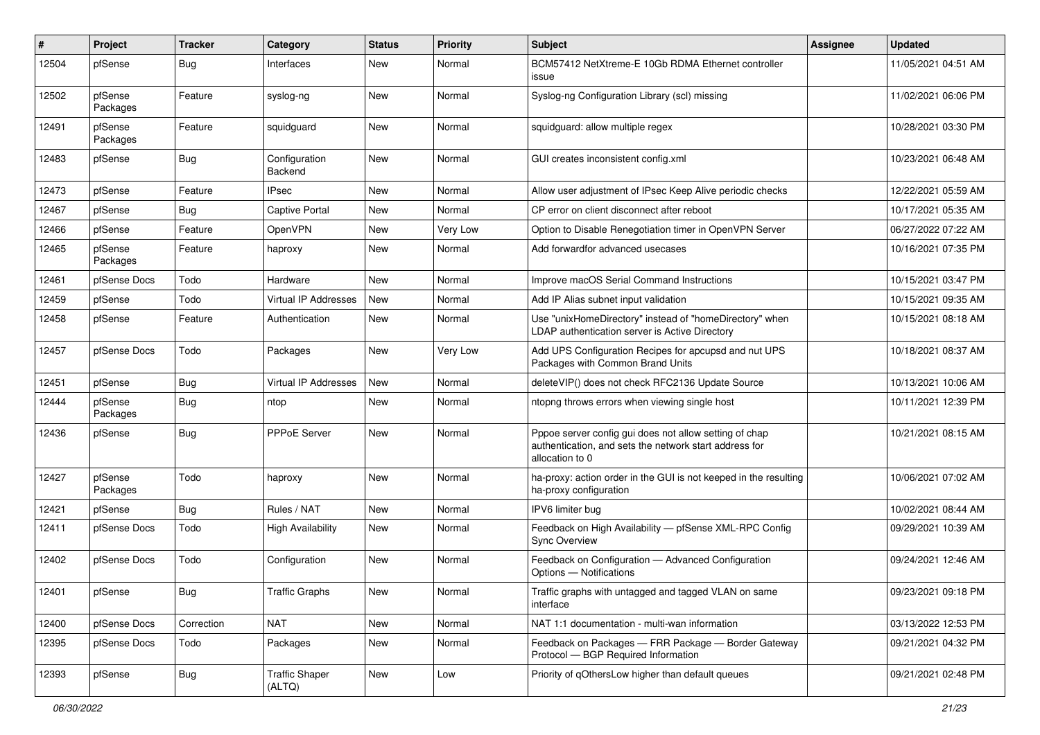| # | Project | Tracker | Category | Status | Priority | Subject | Assignee | Updated |
|---|---|---|---|---|---|---|---|---|
| 12504 | pfSense | Bug | Interfaces | New | Normal | BCM57412 NetXtreme-E 10Gb RDMA Ethernet controller issue | | 11/05/2021 04:51 AM |
| 12502 | pfSense Packages | Feature | syslog-ng | New | Normal | Syslog-ng Configuration Library (scl) missing | | 11/02/2021 06:06 PM |
| 12491 | pfSense Packages | Feature | squidguard | New | Normal | squidguard: allow multiple regex | | 10/28/2021 03:30 PM |
| 12483 | pfSense | Bug | Configuration Backend | New | Normal | GUI creates inconsistent config.xml | | 10/23/2021 06:48 AM |
| 12473 | pfSense | Feature | IPsec | New | Normal | Allow user adjustment of IPsec Keep Alive periodic checks | | 12/22/2021 05:59 AM |
| 12467 | pfSense | Bug | Captive Portal | New | Normal | CP error on client disconnect after reboot | | 10/17/2021 05:35 AM |
| 12466 | pfSense | Feature | OpenVPN | New | Very Low | Option to Disable Renegotiation timer in OpenVPN Server | | 06/27/2022 07:22 AM |
| 12465 | pfSense Packages | Feature | haproxy | New | Normal | Add forwardfor advanced usecases | | 10/16/2021 07:35 PM |
| 12461 | pfSense Docs | Todo | Hardware | New | Normal | Improve macOS Serial Command Instructions | | 10/15/2021 03:47 PM |
| 12459 | pfSense | Todo | Virtual IP Addresses | New | Normal | Add IP Alias subnet input validation | | 10/15/2021 09:35 AM |
| 12458 | pfSense | Feature | Authentication | New | Normal | Use "unixHomeDirectory" instead of "homeDirectory" when LDAP authentication server is Active Directory | | 10/15/2021 08:18 AM |
| 12457 | pfSense Docs | Todo | Packages | New | Very Low | Add UPS Configuration Recipes for apcupsd and nut UPS Packages with Common Brand Units | | 10/18/2021 08:37 AM |
| 12451 | pfSense | Bug | Virtual IP Addresses | New | Normal | deleteVIP() does not check RFC2136 Update Source | | 10/13/2021 10:06 AM |
| 12444 | pfSense Packages | Bug | ntop | New | Normal | ntopng throws errors when viewing single host | | 10/11/2021 12:39 PM |
| 12436 | pfSense | Bug | PPPoE Server | New | Normal | Pppoe server config gui does not allow setting of chap authentication, and sets the network start address for allocation to 0 | | 10/21/2021 08:15 AM |
| 12427 | pfSense Packages | Todo | haproxy | New | Normal | ha-proxy: action order in the GUI is not keeped in the resulting ha-proxy configuration | | 10/06/2021 07:02 AM |
| 12421 | pfSense | Bug | Rules / NAT | New | Normal | IPV6 limiter bug | | 10/02/2021 08:44 AM |
| 12411 | pfSense Docs | Todo | High Availability | New | Normal | Feedback on High Availability — pfSense XML-RPC Config Sync Overview | | 09/29/2021 10:39 AM |
| 12402 | pfSense Docs | Todo | Configuration | New | Normal | Feedback on Configuration — Advanced Configuration Options — Notifications | | 09/24/2021 12:46 AM |
| 12401 | pfSense | Bug | Traffic Graphs | New | Normal | Traffic graphs with untagged and tagged VLAN on same interface | | 09/23/2021 09:18 PM |
| 12400 | pfSense Docs | Correction | NAT | New | Normal | NAT 1:1 documentation - multi-wan information | | 03/13/2022 12:53 PM |
| 12395 | pfSense Docs | Todo | Packages | New | Normal | Feedback on Packages — FRR Package — Border Gateway Protocol — BGP Required Information | | 09/21/2021 04:32 PM |
| 12393 | pfSense | Bug | Traffic Shaper (ALTQ) | New | Low | Priority of qOthersLow higher than default queues | | 09/21/2021 02:48 PM |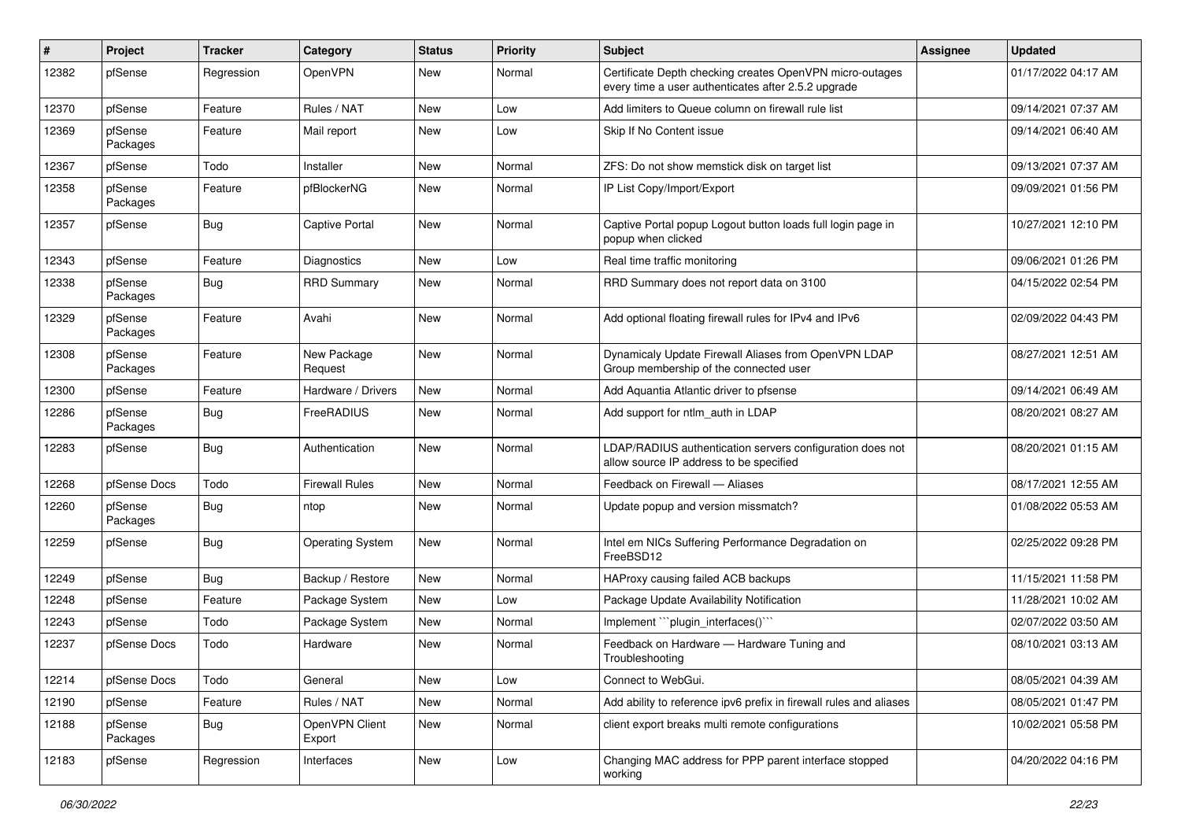| # | Project | Tracker | Category | Status | Priority | Subject | Assignee | Updated |
|---|---|---|---|---|---|---|---|---|
| 12382 | pfSense | Regression | OpenVPN | New | Normal | Certificate Depth checking creates OpenVPN micro-outages every time a user authenticates after 2.5.2 upgrade | | 01/17/2022 04:17 AM |
| 12370 | pfSense | Feature | Rules / NAT | New | Low | Add limiters to Queue column on firewall rule list | | 09/14/2021 07:37 AM |
| 12369 | pfSense Packages | Feature | Mail report | New | Low | Skip If No Content issue | | 09/14/2021 06:40 AM |
| 12367 | pfSense | Todo | Installer | New | Normal | ZFS: Do not show memstick disk on target list | | 09/13/2021 07:37 AM |
| 12358 | pfSense Packages | Feature | pfBlockerNG | New | Normal | IP List Copy/Import/Export | | 09/09/2021 01:56 PM |
| 12357 | pfSense | Bug | Captive Portal | New | Normal | Captive Portal popup Logout button loads full login page in popup when clicked | | 10/27/2021 12:10 PM |
| 12343 | pfSense | Feature | Diagnostics | New | Low | Real time traffic monitoring | | 09/06/2021 01:26 PM |
| 12338 | pfSense Packages | Bug | RRD Summary | New | Normal | RRD Summary does not report data on 3100 | | 04/15/2022 02:54 PM |
| 12329 | pfSense Packages | Feature | Avahi | New | Normal | Add optional floating firewall rules for IPv4 and IPv6 | | 02/09/2022 04:43 PM |
| 12308 | pfSense Packages | Feature | New Package Request | New | Normal | Dynamicaly Update Firewall Aliases from OpenVPN LDAP Group membership of the connected user | | 08/27/2021 12:51 AM |
| 12300 | pfSense | Feature | Hardware / Drivers | New | Normal | Add Aquantia Atlantic driver to pfsense | | 09/14/2021 06:49 AM |
| 12286 | pfSense Packages | Bug | FreeRADIUS | New | Normal | Add support for ntlm_auth in LDAP | | 08/20/2021 08:27 AM |
| 12283 | pfSense | Bug | Authentication | New | Normal | LDAP/RADIUS authentication servers configuration does not allow source IP address to be specified | | 08/20/2021 01:15 AM |
| 12268 | pfSense Docs | Todo | Firewall Rules | New | Normal | Feedback on Firewall — Aliases | | 08/17/2021 12:55 AM |
| 12260 | pfSense Packages | Bug | ntop | New | Normal | Update popup and version missmatch? | | 01/08/2022 05:53 AM |
| 12259 | pfSense | Bug | Operating System | New | Normal | Intel em NICs Suffering Performance Degradation on FreeBSD12 | | 02/25/2022 09:28 PM |
| 12249 | pfSense | Bug | Backup / Restore | New | Normal | HAProxy causing failed ACB backups | | 11/15/2021 11:58 PM |
| 12248 | pfSense | Feature | Package System | New | Low | Package Update Availability Notification | | 11/28/2021 10:02 AM |
| 12243 | pfSense | Todo | Package System | New | Normal | Implement ```plugin_interfaces()``` | | 02/07/2022 03:50 AM |
| 12237 | pfSense Docs | Todo | Hardware | New | Normal | Feedback on Hardware — Hardware Tuning and Troubleshooting | | 08/10/2021 03:13 AM |
| 12214 | pfSense Docs | Todo | General | New | Low | Connect to WebGui. | | 08/05/2021 04:39 AM |
| 12190 | pfSense | Feature | Rules / NAT | New | Normal | Add ability to reference ipv6 prefix in firewall rules and aliases | | 08/05/2021 01:47 PM |
| 12188 | pfSense Packages | Bug | OpenVPN Client Export | New | Normal | client export breaks multi remote configurations | | 10/02/2021 05:58 PM |
| 12183 | pfSense | Regression | Interfaces | New | Low | Changing MAC address for PPP parent interface stopped working | | 04/20/2022 04:16 PM |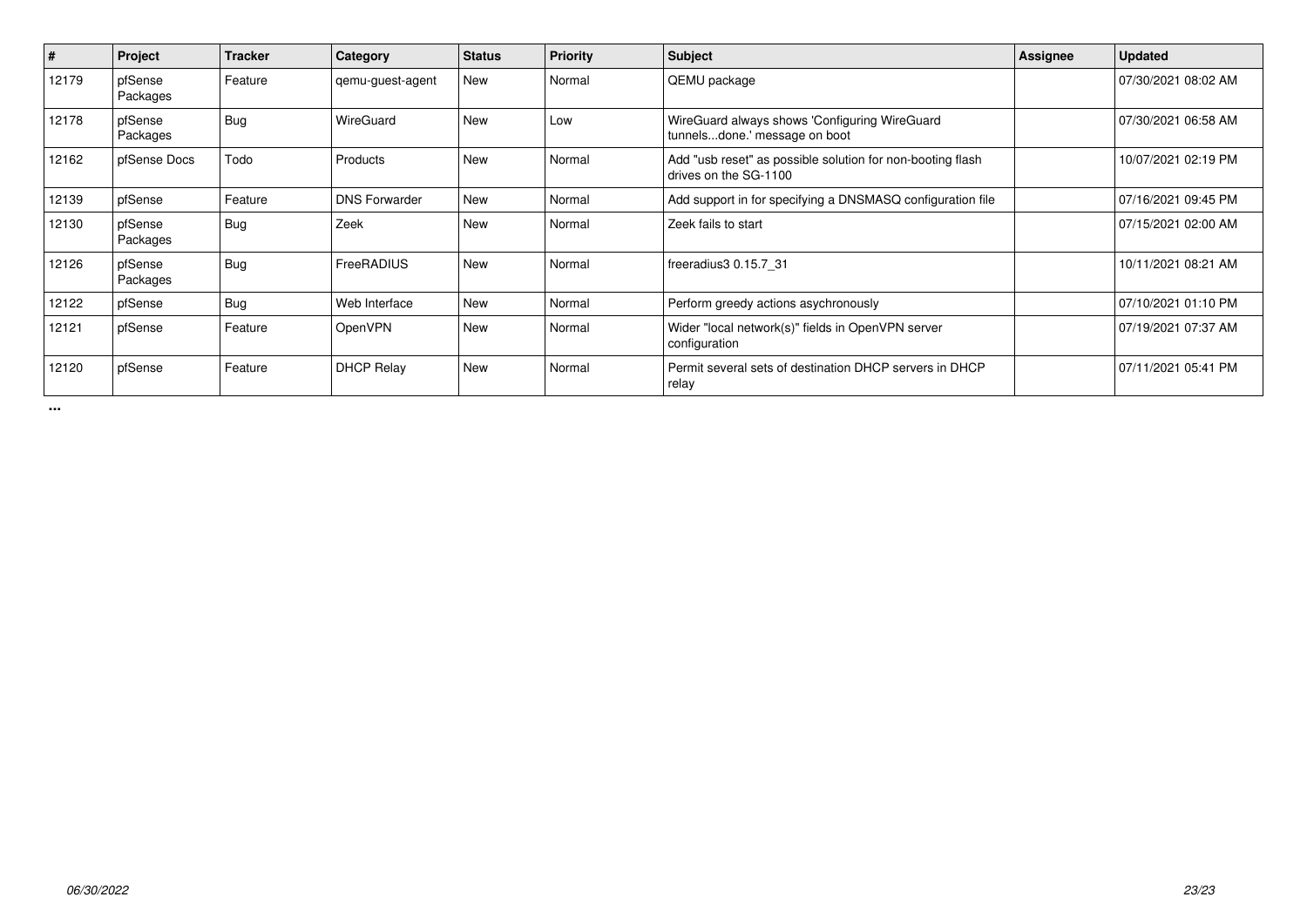| # | Project | Tracker | Category | Status | Priority | Subject | Assignee | Updated |
|---|---|---|---|---|---|---|---|---|
| 12179 | pfSense Packages | Feature | qemu-guest-agent | New | Normal | QEMU package | | 07/30/2021 08:02 AM |
| 12178 | pfSense Packages | Bug | WireGuard | New | Low | WireGuard always shows 'Configuring WireGuard tunnels...done.' message on boot | | 07/30/2021 06:58 AM |
| 12162 | pfSense Docs | Todo | Products | New | Normal | Add "usb reset" as possible solution for non-booting flash drives on the SG-1100 | | 10/07/2021 02:19 PM |
| 12139 | pfSense | Feature | DNS Forwarder | New | Normal | Add support in for specifying a DNSMASQ configuration file | | 07/16/2021 09:45 PM |
| 12130 | pfSense Packages | Bug | Zeek | New | Normal | Zeek fails to start | | 07/15/2021 02:00 AM |
| 12126 | pfSense Packages | Bug | FreeRADIUS | New | Normal | freeradius3 0.15.7_31 | | 10/11/2021 08:21 AM |
| 12122 | pfSense | Bug | Web Interface | New | Normal | Perform greedy actions asychronously | | 07/10/2021 01:10 PM |
| 12121 | pfSense | Feature | OpenVPN | New | Normal | Wider "local network(s)" fields in OpenVPN server configuration | | 07/19/2021 07:37 AM |
| 12120 | pfSense | Feature | DHCP Relay | New | Normal | Permit several sets of destination DHCP servers in DHCP relay | | 07/11/2021 05:41 PM |

...